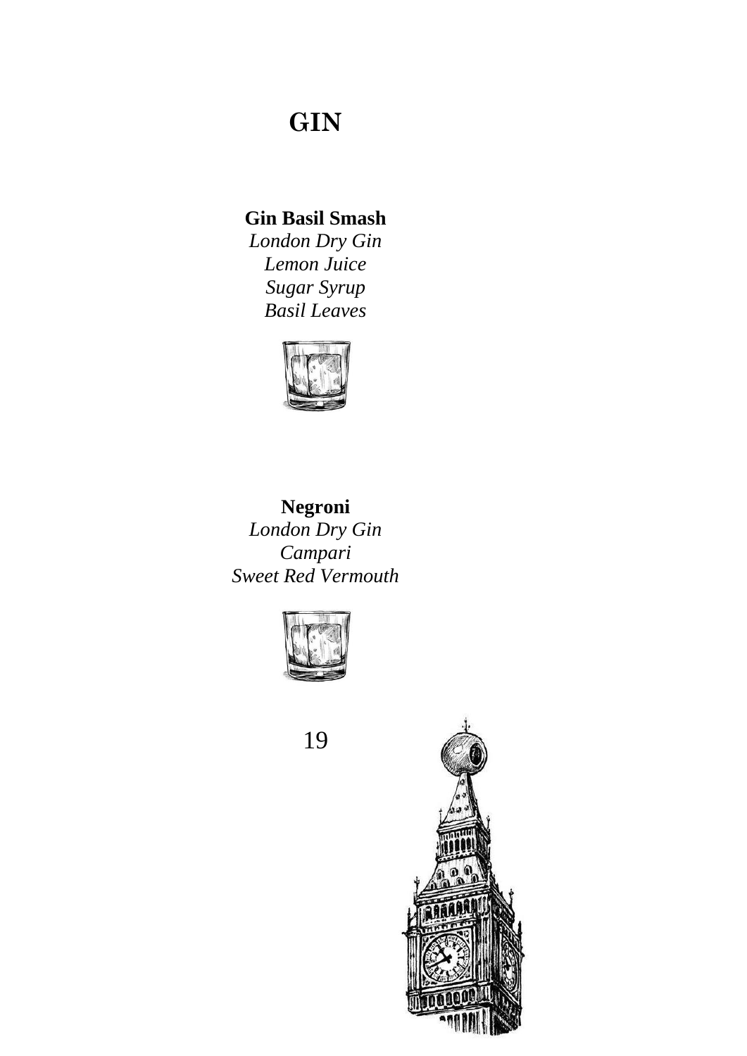# GIN

**Gin Basil Smash**

*London Dry Gin*
*Lemon Juice*
*Sugar Syrup*
*Basil Leaves*

**Negroni**

*London Dry Gin*
*Campari*
*Sweet Red Vermouth*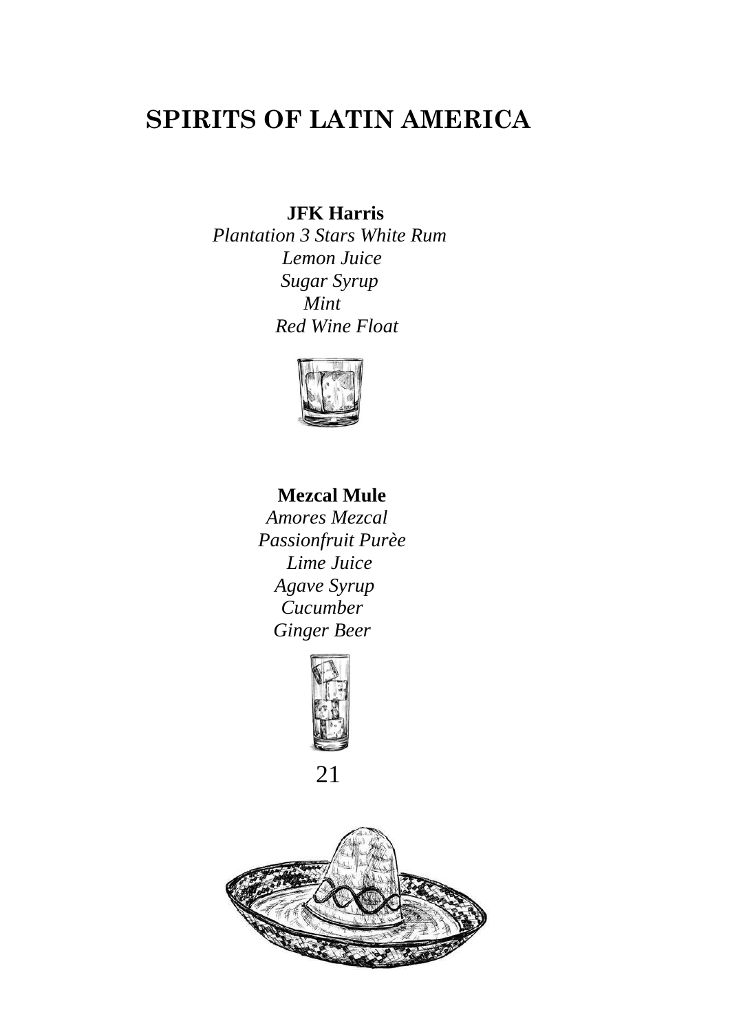# SPIRITS OF LATIN AMERICA

**JFK Harris**

*Plantation 3 Stars White Rum*
*Lemon Juice*
*Sugar Syrup*
*Mint*
*Red Wine Float*

**Mezcal Mule**

*Amores Mezcal*
*Passionfruit Purèe*
*Lime Juice*
*Agave Syrup*
*Cucumber*
*Ginger Beer*

21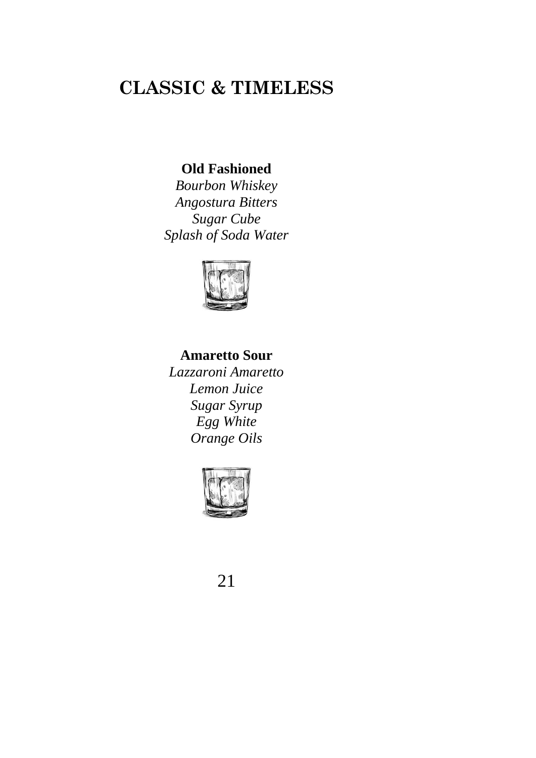# CLASSIC & TIMELESS

**Old Fashioned**
*Bourbon Whiskey*
*Angostura Bitters*
*Sugar Cube*
*Splash of Soda Water*

**Amaretto Sour**
*Lazzaroni Amaretto*
*Lemon Juice*
*Sugar Syrup*
*Egg White*
*Orange Oils*

21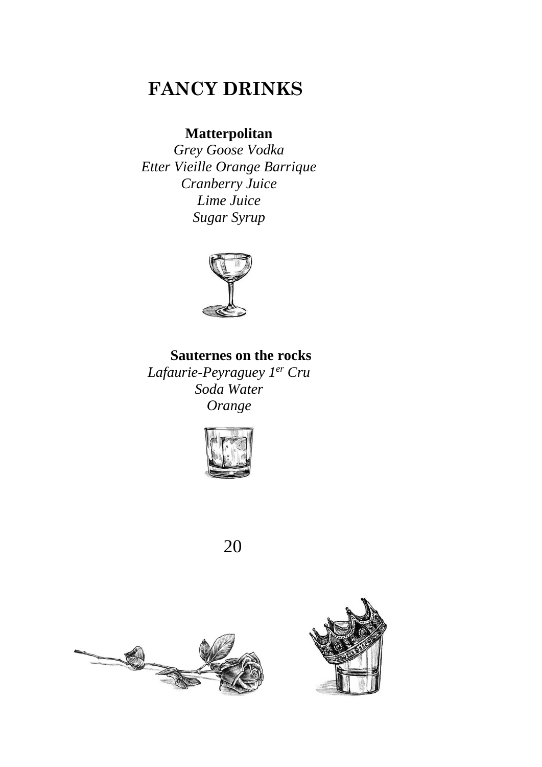# FANCY DRINKS

**Matterpolitan**

*Grey Goose Vodka*
*Etter Vieille Orange Barrique*
*Cranberry Juice*
*Lime Juice*
*Sugar Syrup*

**Sauternes on the rocks**

*Lafaurie-Peyraguey 1$^{er}$ Cru*
*Soda Water*
*Orange*

20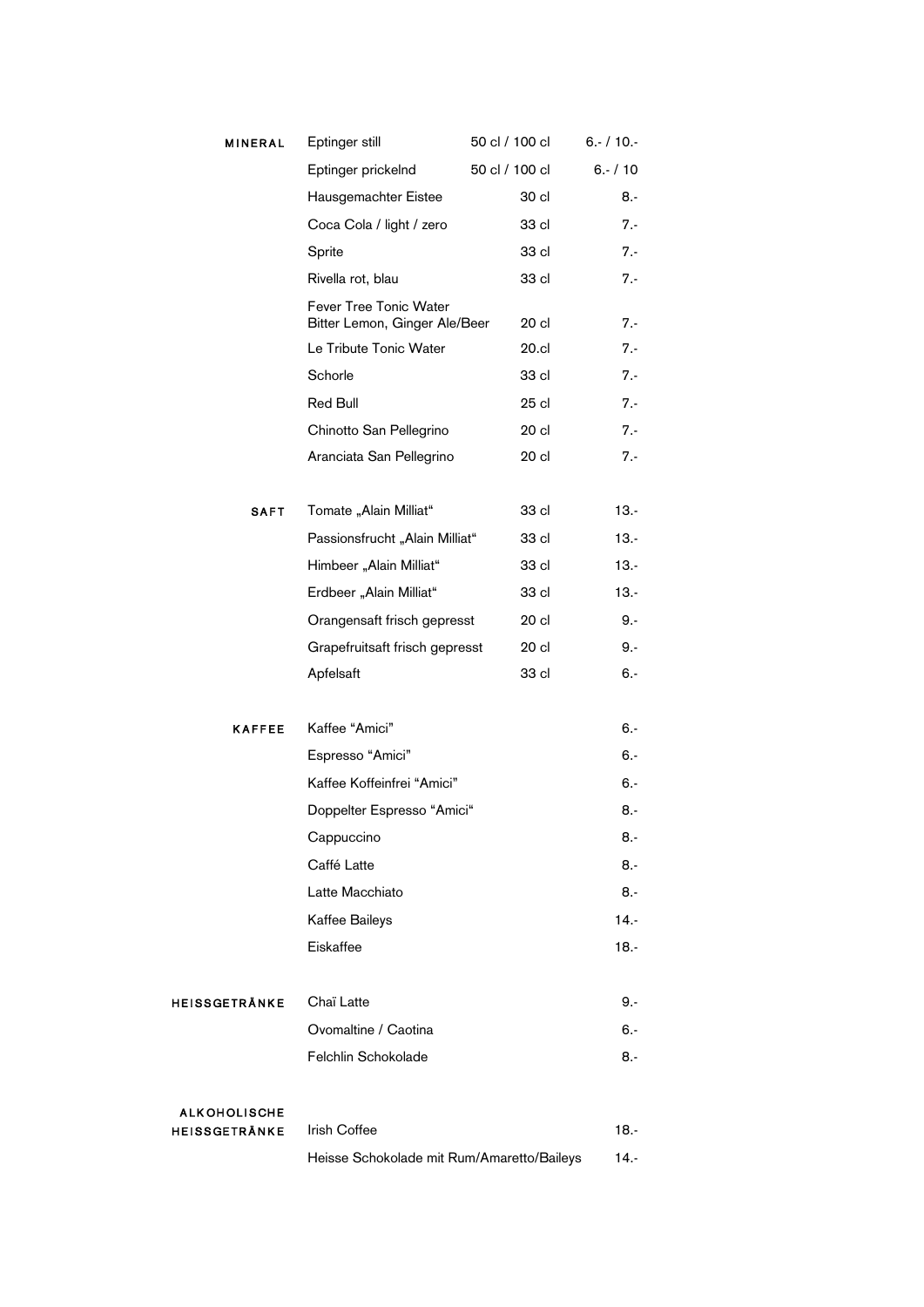## MINERAL

| | | |
|---|---|---|
| Eptinger still | 50 cl / 100 cl | 6.- / 10.- |
| Eptinger prickelnd | 50 cl / 100 cl | 6.- / 10 |
| Hausgemachter Eistee | 30 cl | 8.- |
| Coca Cola / light / zero | 33 cl | 7.- |
| Sprite | 33 cl | 7.- |
| Rivella rot, blau | 33 cl | 7.- |
| Fever Tree Tonic Water Bitter Lemon, Ginger Ale/Beer | 20 cl | 7.- |
| Le Tribute Tonic Water | 20.cl | 7.- |
| Schorle | 33 cl | 7.- |
| Red Bull | 25 cl | 7.- |
| Chinotto San Pellegrino | 20 cl | 7.- |
| Aranciata San Pellegrino | 20 cl | 7.- |

## SAFT

| | | |
|---|---|---|
| Tomate „Alain Milliat" | 33 cl | 13.- |
| Passionsfrucht „Alain Milliat" | 33 cl | 13.- |
| Himbeer „Alain Milliat" | 33 cl | 13.- |
| Erdbeer „Alain Milliat" | 33 cl | 13.- |
| Orangensaft frisch gepresst | 20 cl | 9.- |
| Grapefruitsaft frisch gepresst | 20 cl | 9.- |
| Apfelsaft | 33 cl | 6.- |

## KAFFEE

| | |
|---|---|
| Kaffee "Amici" | 6.- |
| Espresso "Amici" | 6.- |
| Kaffee Koffeinfrei "Amici" | 6.- |
| Doppelter Espresso "Amici" | 8.- |
| Cappuccino | 8.- |
| Caffé Latte | 8.- |
| Latte Macchiato | 8.- |
| Kaffee Baileys | 14.- |
| Eiskaffee | 18.- |

## HEISSGETRÄNKE

| | |
|---|---|
| Chaï Latte | 9.- |
| Ovomaltine / Caotina | 6.- |
| Felchlin Schokolade | 8.- |

## ALKOHOLISCHE HEISSGETRÄNKE

| | |
|---|---|
| Irish Coffee | 18.- |
| Heisse Schokolade mit Rum/Amaretto/Baileys | 14.- |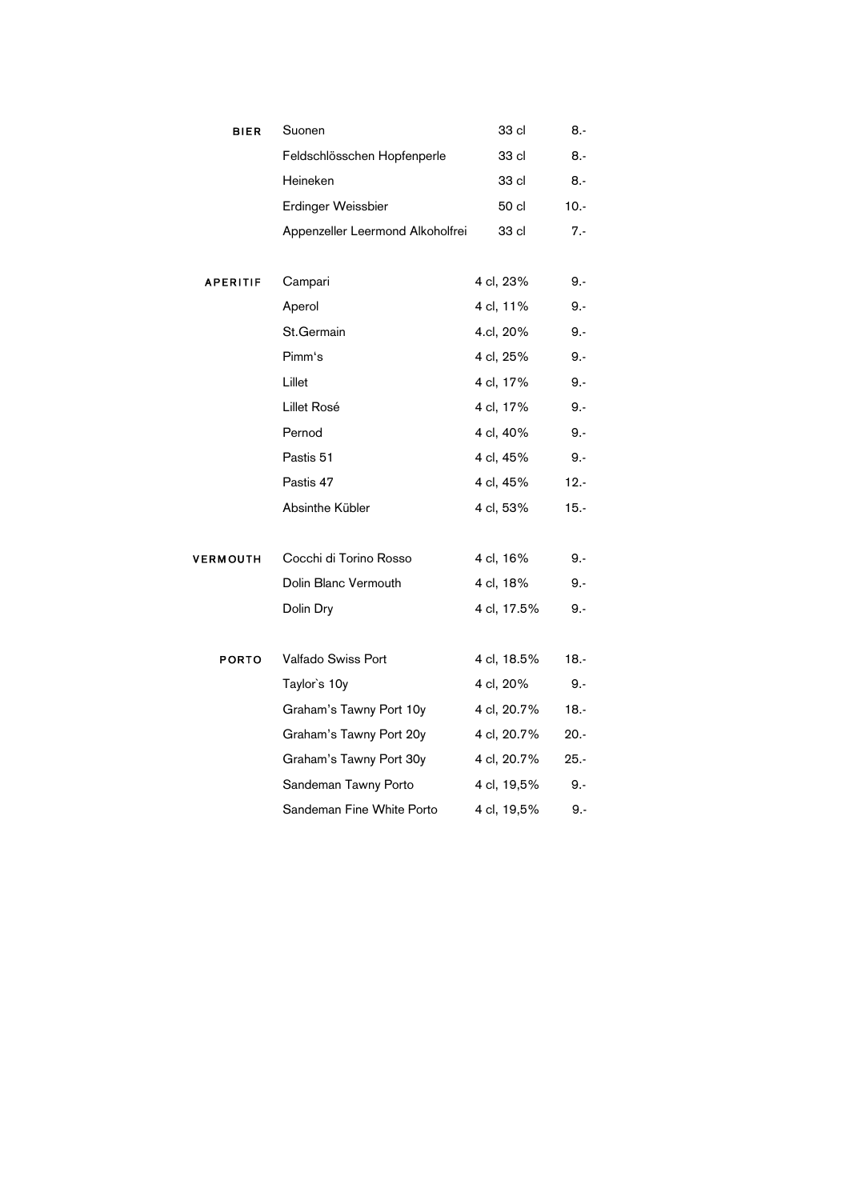| | | | |
|---|---|---|---|
| **BIER** | Suonen | 33 cl | 8.- |
| | Feldschlösschen Hopfenperle | 33 cl | 8.- |
| | Heineken | 33 cl | 8.- |
| | Erdinger Weissbier | 50 cl | 10.- |
| | Appenzeller Leermond Alkoholfrei | 33 cl | 7.- |
| **APERITIF** | Campari | 4 cl, 23% | 9.- |
| | Aperol | 4 cl, 11% | 9.- |
| | St.Germain | 4.cl, 20% | 9.- |
| | Pimm's | 4 cl, 25% | 9.- |
| | Lillet | 4 cl, 17% | 9.- |
| | Lillet Rosé | 4 cl, 17% | 9.- |
| | Pernod | 4 cl, 40% | 9.- |
| | Pastis 51 | 4 cl, 45% | 9.- |
| | Pastis 47 | 4 cl, 45% | 12.- |
| | Absinthe Kübler | 4 cl, 53% | 15.- |
| **VERMOUTH** | Cocchi di Torino Rosso | 4 cl, 16% | 9.- |
| | Dolin Blanc Vermouth | 4 cl, 18% | 9.- |
| | Dolin Dry | 4 cl, 17.5% | 9.- |
| **PORTO** | Valfado Swiss Port | 4 cl, 18.5% | 18.- |
| | Taylor`s 10y | 4 cl, 20% | 9.- |
| | Graham's Tawny Port 10y | 4 cl, 20.7% | 18.- |
| | Graham's Tawny Port 20y | 4 cl, 20.7% | 20.- |
| | Graham's Tawny Port 30y | 4 cl, 20.7% | 25.- |
| | Sandeman Tawny Porto | 4 cl, 19,5% | 9.- |
| | Sandeman Fine White Porto | 4 cl, 19,5% | 9.- |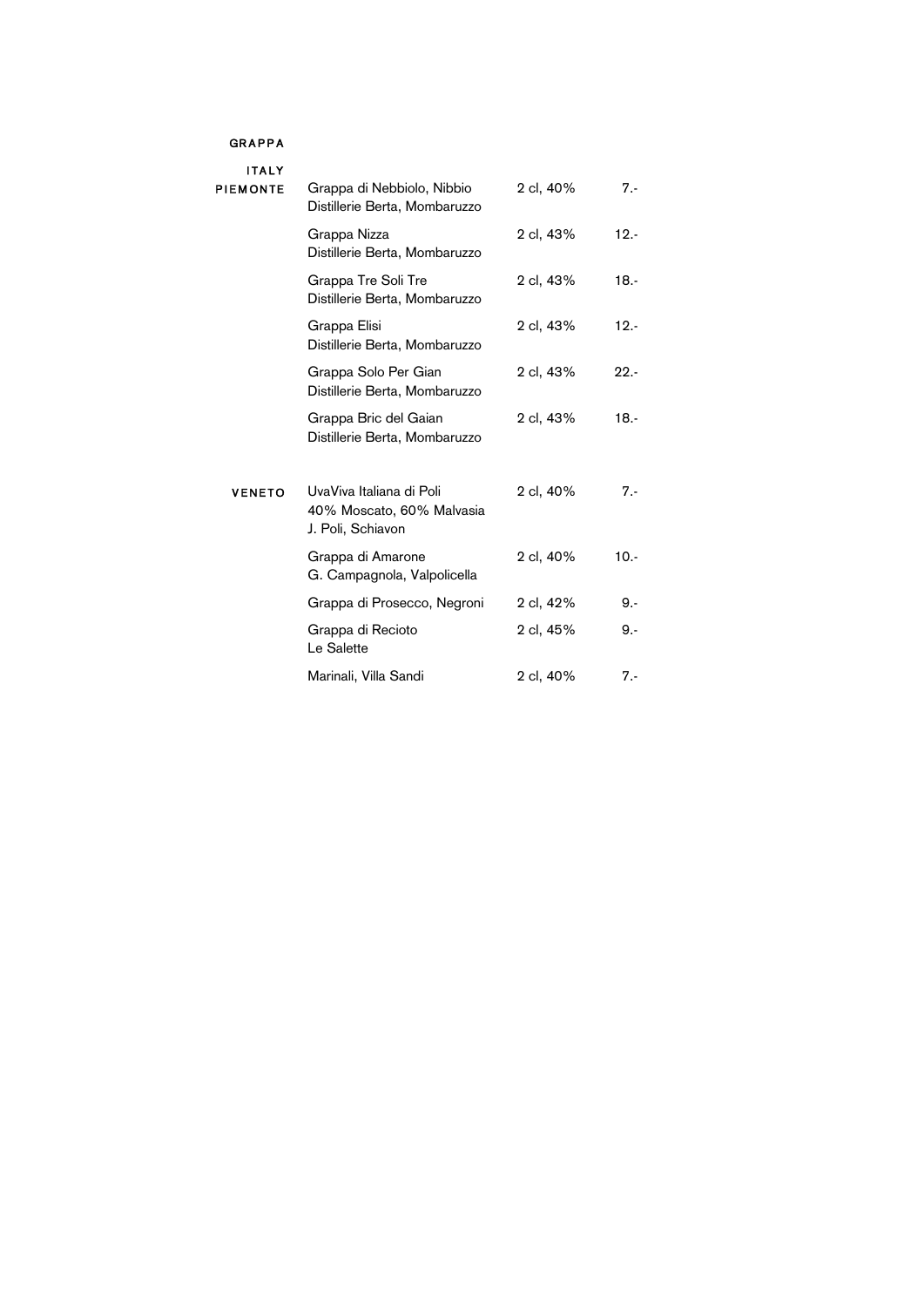# GRAPPA

## ITALY

### PIEMONTE

| | | |
|---|---|---|
| Grappa di Nebbiolo, Nibbio<br>Distillerie Berta, Mombaruzzo | 2 cl, 40% | 7.- |
| Grappa Nizza<br>Distillerie Berta, Mombaruzzo | 2 cl, 43% | 12.- |
| Grappa Tre Soli Tre<br>Distillerie Berta, Mombaruzzo | 2 cl, 43% | 18.- |
| Grappa Elisi<br>Distillerie Berta, Mombaruzzo | 2 cl, 43% | 12.- |
| Grappa Solo Per Gian<br>Distillerie Berta, Mombaruzzo | 2 cl, 43% | 22.- |
| Grappa Bric del Gaian<br>Distillerie Berta, Mombaruzzo | 2 cl, 43% | 18.- |

### VENETO

| | | |
|---|---|---|
| UvaViva Italiana di Poli<br>40% Moscato, 60% Malvasia<br>J. Poli, Schiavon | 2 cl, 40% | 7.- |
| Grappa di Amarone<br>G. Campagnola, Valpolicella | 2 cl, 40% | 10.- |
| Grappa di Prosecco, Negroni | 2 cl, 42% | 9.- |
| Grappa di Recioto<br>Le Salette | 2 cl, 45% | 9.- |
| Marinali, Villa Sandi | 2 cl, 40% | 7.- |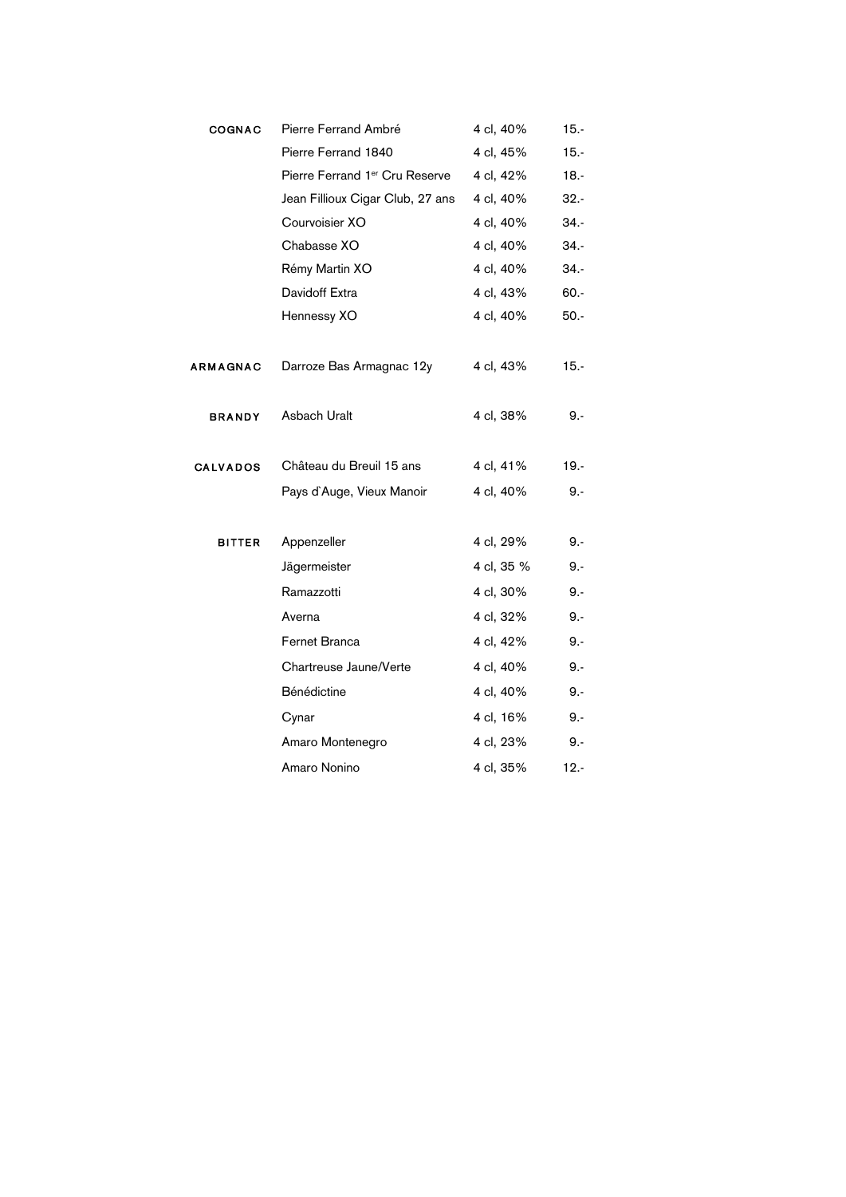| | | | |
|---|---|---|---|
| **COGNAC** | Pierre Ferrand Ambré | 4 cl, 40% | 15.- |
| | Pierre Ferrand 1840 | 4 cl, 45% | 15.- |
| | Pierre Ferrand 1[er] Cru Reserve | 4 cl, 42% | 18.- |
| | Jean Fillioux Cigar Club, 27 ans | 4 cl, 40% | 32.- |
| | Courvoisier XO | 4 cl, 40% | 34.- |
| | Chabasse XO | 4 cl, 40% | 34.- |
| | Rémy Martin XO | 4 cl, 40% | 34.- |
| | Davidoff Extra | 4 cl, 43% | 60.- |
| | Hennessy XO | 4 cl, 40% | 50.- |
| **ARMAGNAC** | Darroze Bas Armagnac 12y | 4 cl, 43% | 15.- |
| **BRANDY** | Asbach Uralt | 4 cl, 38% | 9.- |
| **CALVADOS** | Château du Breuil 15 ans | 4 cl, 41% | 19.- |
| | Pays d`Auge, Vieux Manoir | 4 cl, 40% | 9.- |
| **BITTER** | Appenzeller | 4 cl, 29% | 9.- |
| | Jägermeister | 4 cl, 35 % | 9.- |
| | Ramazzotti | 4 cl, 30% | 9.- |
| | Averna | 4 cl, 32% | 9.- |
| | Fernet Branca | 4 cl, 42% | 9.- |
| | Chartreuse Jaune/Verte | 4 cl, 40% | 9.- |
| | Bénédictine | 4 cl, 40% | 9.- |
| | Cynar | 4 cl, 16% | 9.- |
| | Amaro Montenegro | 4 cl, 23% | 9.- |
| | Amaro Nonino | 4 cl, 35% | 12.- |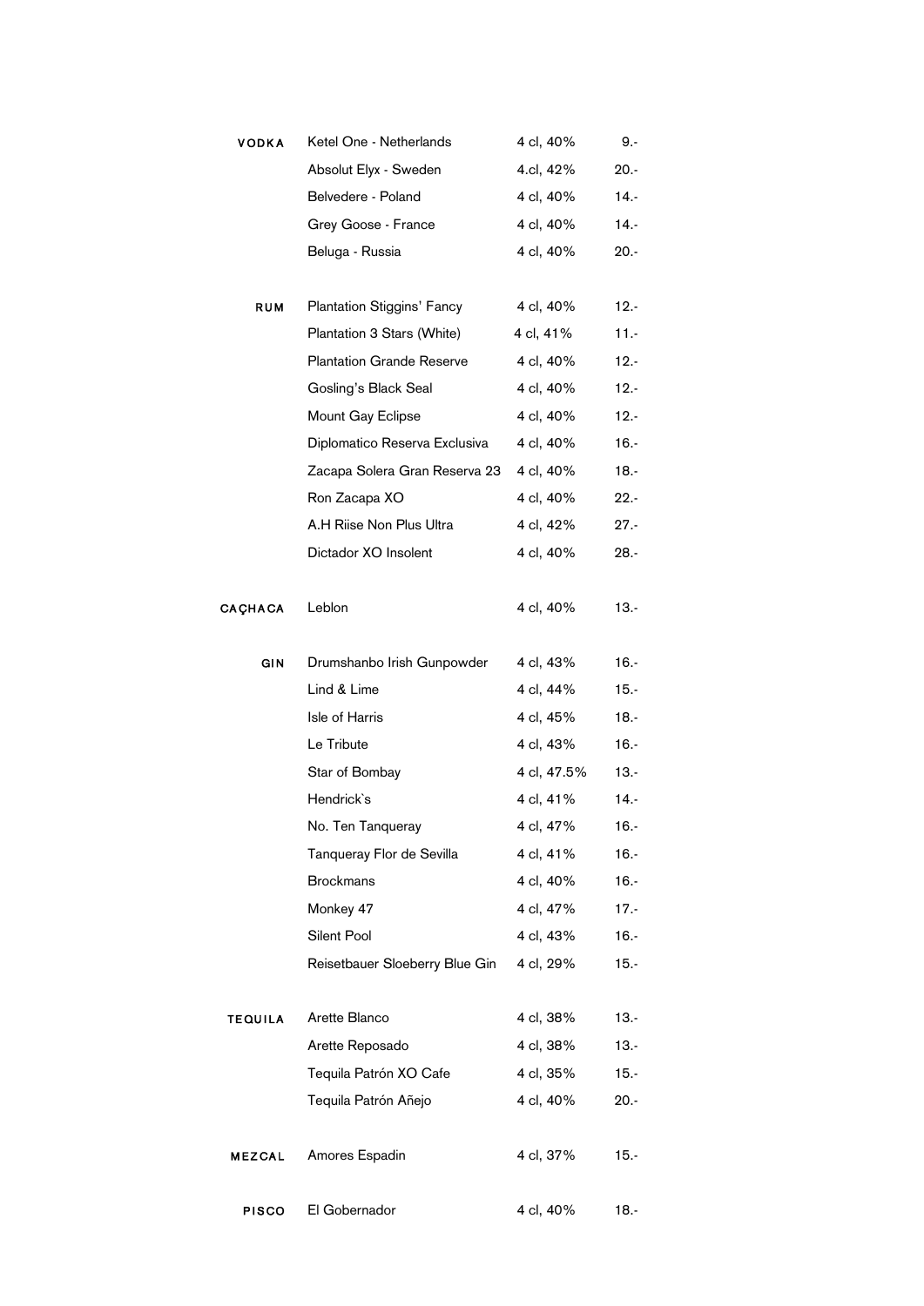| | | | |
|---|---|---|---|
| **VODKA** | Ketel One - Netherlands | 4 cl, 40% | 9.- |
| | Absolut Elyx - Sweden | 4.cl, 42% | 20.- |
| | Belvedere - Poland | 4 cl, 40% | 14.- |
| | Grey Goose - France | 4 cl, 40% | 14.- |
| | Beluga - Russia | 4 cl, 40% | 20.- |
| **RUM** | Plantation Stiggins' Fancy | 4 cl, 40% | 12.- |
| | Plantation 3 Stars (White) | 4 cl, 41% | 11.- |
| | Plantation Grande Reserve | 4 cl, 40% | 12.- |
| | Gosling's Black Seal | 4 cl, 40% | 12.- |
| | Mount Gay Eclipse | 4 cl, 40% | 12.- |
| | Diplomatico Reserva Exclusiva | 4 cl, 40% | 16.- |
| | Zacapa Solera Gran Reserva 23 | 4 cl, 40% | 18.- |
| | Ron Zacapa XO | 4 cl, 40% | 22.- |
| | A.H Riise Non Plus Ultra | 4 cl, 42% | 27.- |
| | Dictador XO Insolent | 4 cl, 40% | 28.- |
| **CAÇHACA** | Leblon | 4 cl, 40% | 13.- |
| **GIN** | Drumshanbo Irish Gunpowder | 4 cl, 43% | 16.- |
| | Lind & Lime | 4 cl, 44% | 15.- |
| | Isle of Harris | 4 cl, 45% | 18.- |
| | Le Tribute | 4 cl, 43% | 16.- |
| | Star of Bombay | 4 cl, 47.5% | 13.- |
| | Hendrick`s | 4 cl, 41% | 14.- |
| | No. Ten Tanqueray | 4 cl, 47% | 16.- |
| | Tanqueray Flor de Sevilla | 4 cl, 41% | 16.- |
| | Brockmans | 4 cl, 40% | 16.- |
| | Monkey 47 | 4 cl, 47% | 17.- |
| | Silent Pool | 4 cl, 43% | 16.- |
| | Reisetbauer Sloeberry Blue Gin | 4 cl, 29% | 15.- |
| **TEQUILA** | Arette Blanco | 4 cl, 38% | 13.- |
| | Arette Reposado | 4 cl, 38% | 13.- |
| | Tequila Patrón XO Cafe | 4 cl, 35% | 15.- |
| | Tequila Patrón Añejo | 4 cl, 40% | 20.- |
| **MEZCAL** | Amores Espadin | 4 cl, 37% | 15.- |
| **PISCO** | El Gobernador | 4 cl, 40% | 18.- |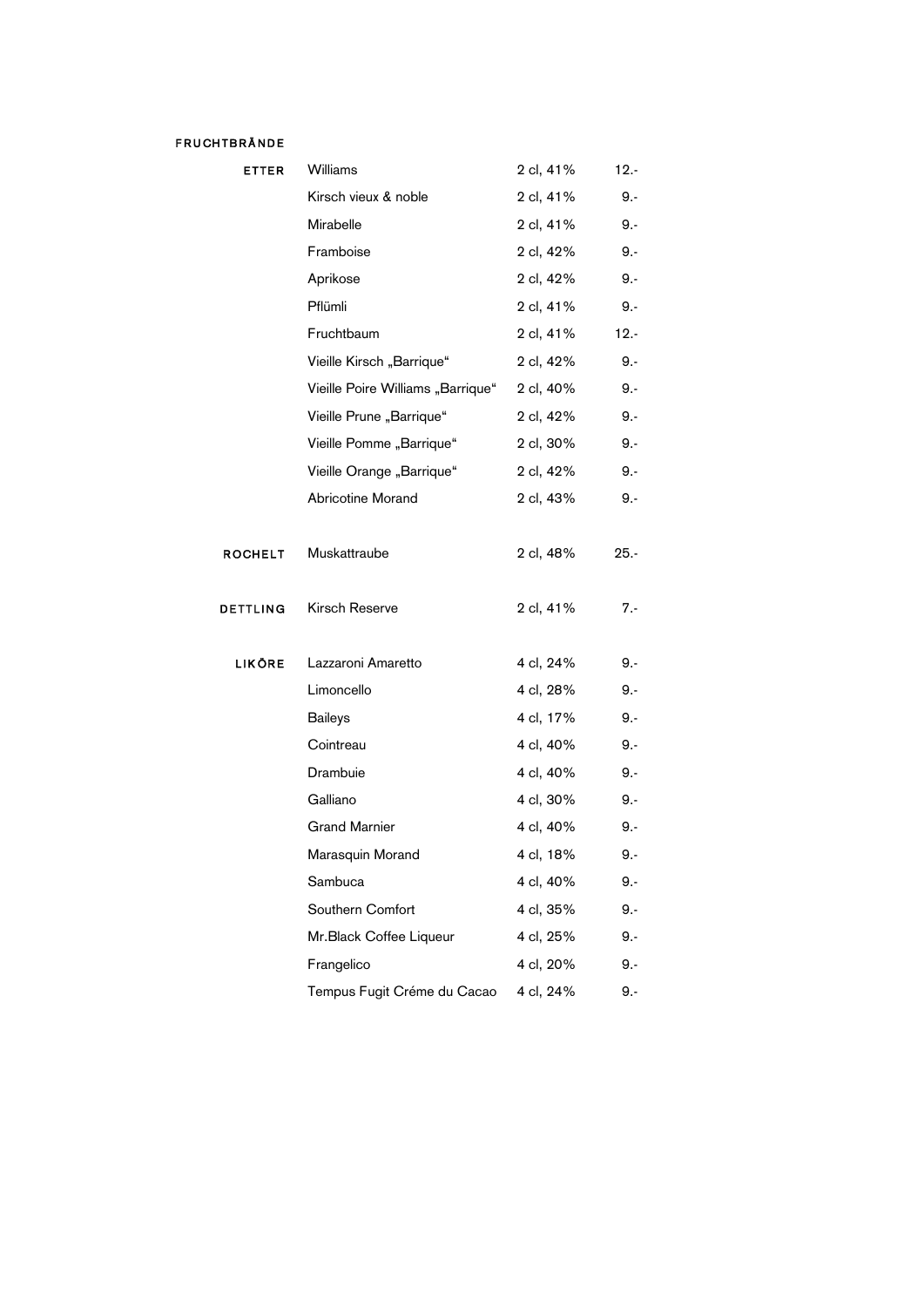## FRUCHTBRÄNDE

| | | | |
|---|---|---|---|
| ETTER | Williams | 2 cl, 41% | 12.- |
| | Kirsch vieux & noble | 2 cl, 41% | 9.- |
| | Mirabelle | 2 cl, 41% | 9.- |
| | Framboise | 2 cl, 42% | 9.- |
| | Aprikose | 2 cl, 42% | 9.- |
| | Pflümli | 2 cl, 41% | 9.- |
| | Fruchtbaum | 2 cl, 41% | 12.- |
| | Vieille Kirsch „Barrique“ | 2 cl, 42% | 9.- |
| | Vieille Poire Williams „Barrique“ | 2 cl, 40% | 9.- |
| | Vieille Prune „Barrique“ | 2 cl, 42% | 9.- |
| | Vieille Pomme „Barrique“ | 2 cl, 30% | 9.- |
| | Vieille Orange „Barrique“ | 2 cl, 42% | 9.- |
| | Abricotine Morand | 2 cl, 43% | 9.- |
| ROCHELT | Muskattraube | 2 cl, 48% | 25.- |
| DETTLING | Kirsch Reserve | 2 cl, 41% | 7.- |
| LIKÖRE | Lazzaroni Amaretto | 4 cl, 24% | 9.- |
| | Limoncello | 4 cl, 28% | 9.- |
| | Baileys | 4 cl, 17% | 9.- |
| | Cointreau | 4 cl, 40% | 9.- |
| | Drambuie | 4 cl, 40% | 9.- |
| | Galliano | 4 cl, 30% | 9.- |
| | Grand Marnier | 4 cl, 40% | 9.- |
| | Marasquin Morand | 4 cl, 18% | 9.- |
| | Sambuca | 4 cl, 40% | 9.- |
| | Southern Comfort | 4 cl, 35% | 9.- |
| | Mr.Black Coffee Liqueur | 4 cl, 25% | 9.- |
| | Frangelico | 4 cl, 20% | 9.- |
| | Tempus Fugit Créme du Cacao | 4 cl, 24% | 9.- |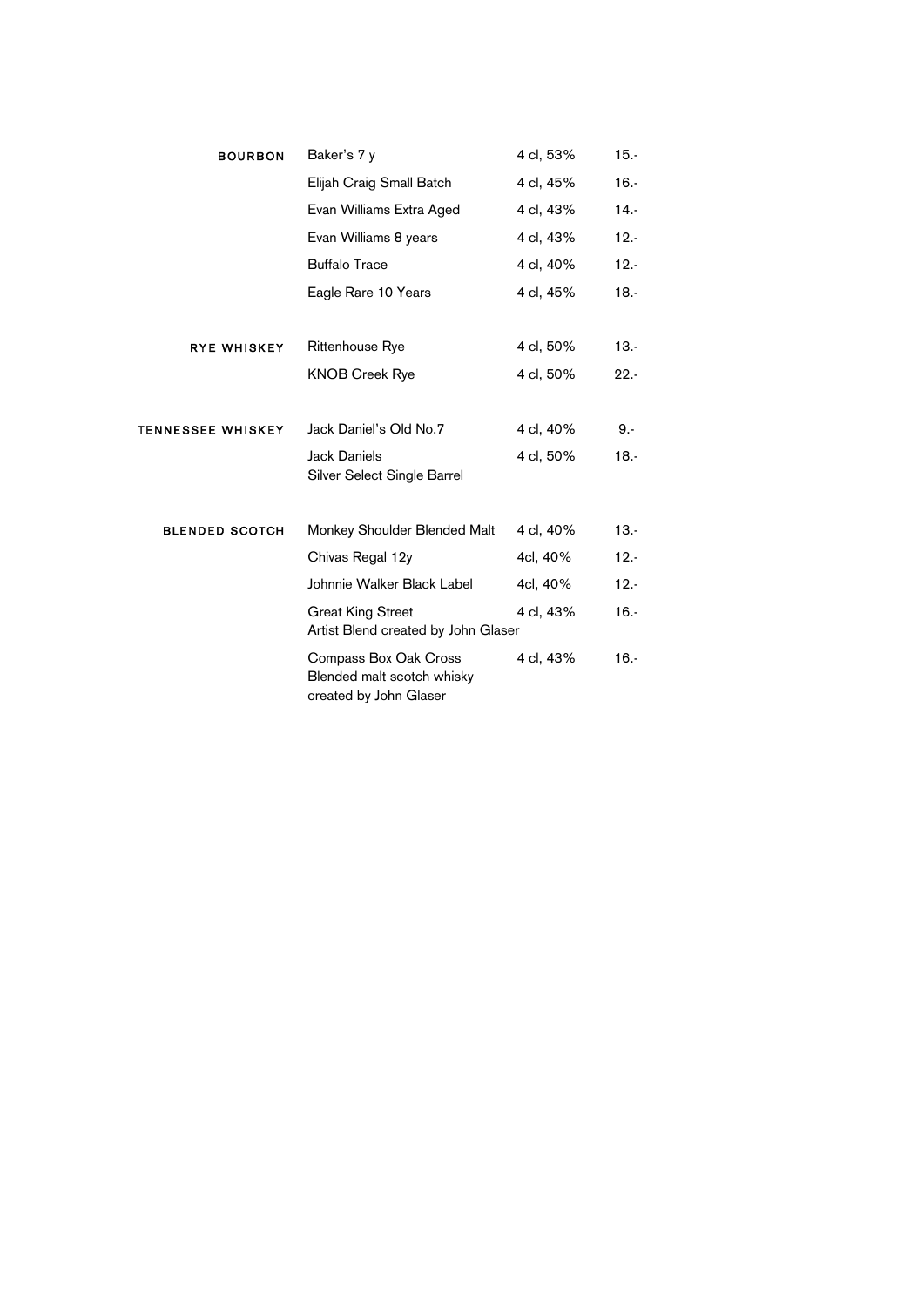| Category | Name | Serving | Price |
|---|---|---|---|
| **BOURBON** | Baker's 7 y | 4 cl, 53% | 15.- |
| | Elijah Craig Small Batch | 4 cl, 45% | 16.- |
| | Evan Williams Extra Aged | 4 cl, 43% | 14.- |
| | Evan Williams 8 years | 4 cl, 43% | 12.- |
| | Buffalo Trace | 4 cl, 40% | 12.- |
| | Eagle Rare 10 Years | 4 cl, 45% | 18.- |
| **RYE WHISKEY** | Rittenhouse Rye | 4 cl, 50% | 13.- |
| | KNOB Creek Rye | 4 cl, 50% | 22.- |
| **TENNESSEE WHISKEY** | Jack Daniel's Old No.7 | 4 cl, 40% | 9.- |
| | Jack Daniels<br>Silver Select Single Barrel | 4 cl, 50% | 18.- |
| **BLENDED SCOTCH** | Monkey Shoulder Blended Malt | 4 cl, 40% | 13.- |
| | Chivas Regal 12y | 4cl, 40% | 12.- |
| | Johnnie Walker Black Label | 4cl, 40% | 12.- |
| | Great King Street<br>Artist Blend created by John Glaser | 4 cl, 43% | 16.- |
| | Compass Box Oak Cross<br>Blended malt scotch whisky<br>created by John Glaser | 4 cl, 43% | 16.- |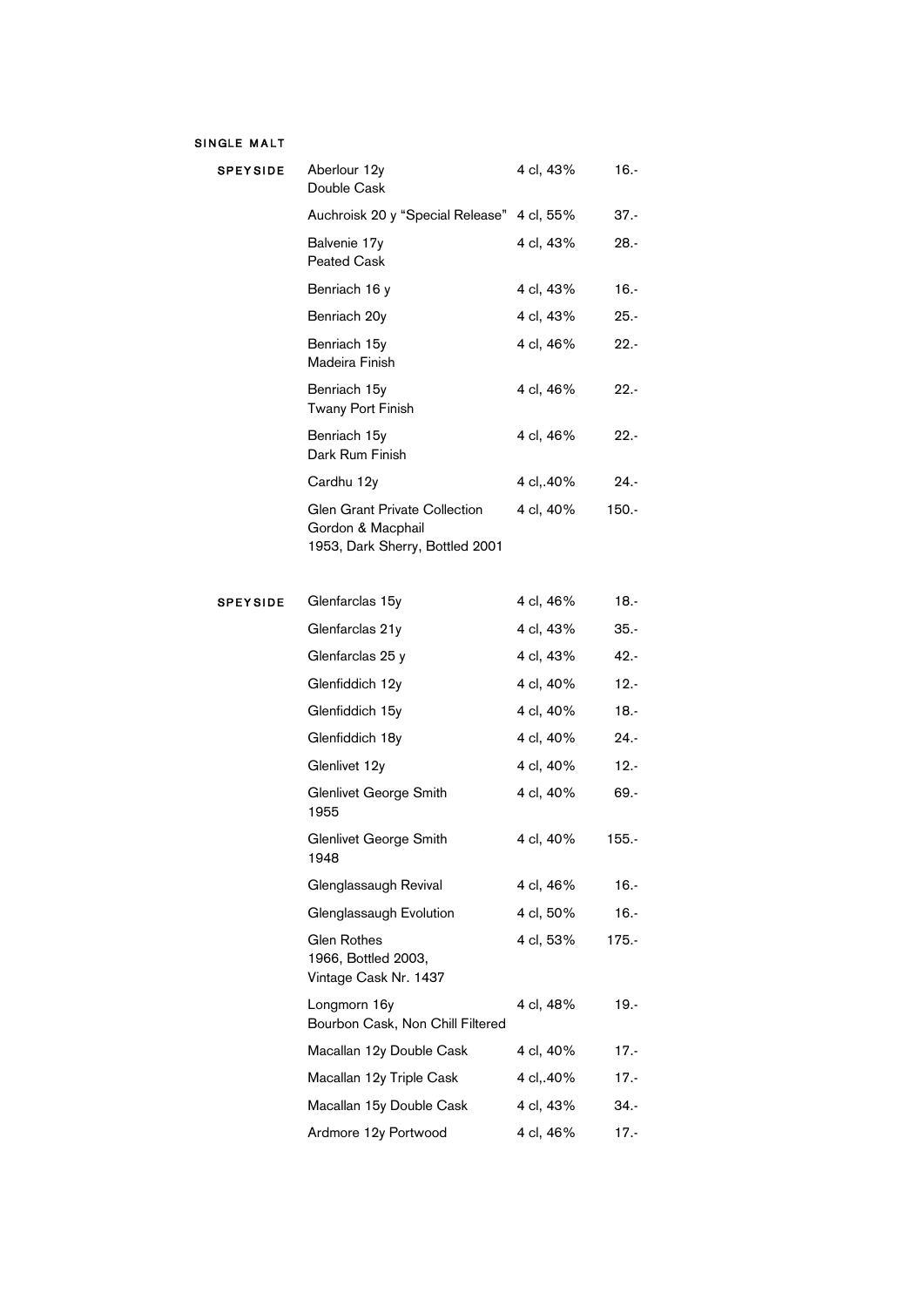## SINGLE MALT

| | | | |
|---|---|---|---|
| **SPEYSIDE** | Aberlour 12y<br>Double Cask | 4 cl, 43% | 16.- |
| | Auchroisk 20 y "Special Release" | 4 cl, 55% | 37.- |
| | Balvenie 17y<br>Peated Cask | 4 cl, 43% | 28.- |
| | Benriach 16 y | 4 cl, 43% | 16.- |
| | Benriach 20y | 4 cl, 43% | 25.- |
| | Benriach 15y<br>Madeira Finish | 4 cl, 46% | 22.- |
| | Benriach 15y<br>Twany Port Finish | 4 cl, 46% | 22.- |
| | Benriach 15y<br>Dark Rum Finish | 4 cl, 46% | 22.- |
| | Cardhu 12y | 4 cl,.40% | 24.- |
| | Glen Grant Private Collection<br>Gordon & Macphail<br>1953, Dark Sherry, Bottled 2001 | 4 cl, 40% | 150.- |

| | | | |
|---|---|---|---|
| **SPEYSIDE** | Glenfarclas 15y | 4 cl, 46% | 18.- |
| | Glenfarclas 21y | 4 cl, 43% | 35.- |
| | Glenfarclas 25 y | 4 cl, 43% | 42.- |
| | Glenfiddich 12y | 4 cl, 40% | 12.- |
| | Glenfiddich 15y | 4 cl, 40% | 18.- |
| | Glenfiddich 18y | 4 cl, 40% | 24.- |
| | Glenlivet 12y | 4 cl, 40% | 12.- |
| | Glenlivet George Smith<br>1955 | 4 cl, 40% | 69.- |
| | Glenlivet George Smith<br>1948 | 4 cl, 40% | 155.- |
| | Glenglassaugh Revival | 4 cl, 46% | 16.- |
| | Glenglassaugh Evolution | 4 cl, 50% | 16.- |
| | Glen Rothes<br>1966, Bottled 2003,<br>Vintage Cask Nr. 1437 | 4 cl, 53% | 175.- |
| | Longmorn 16y<br>Bourbon Cask, Non Chill Filtered | 4 cl, 48% | 19.- |
| | Macallan 12y Double Cask | 4 cl, 40% | 17.- |
| | Macallan 12y Triple Cask | 4 cl,.40% | 17.- |
| | Macallan 15y Double Cask | 4 cl, 43% | 34.- |
| | Ardmore 12y Portwood | 4 cl, 46% | 17.- |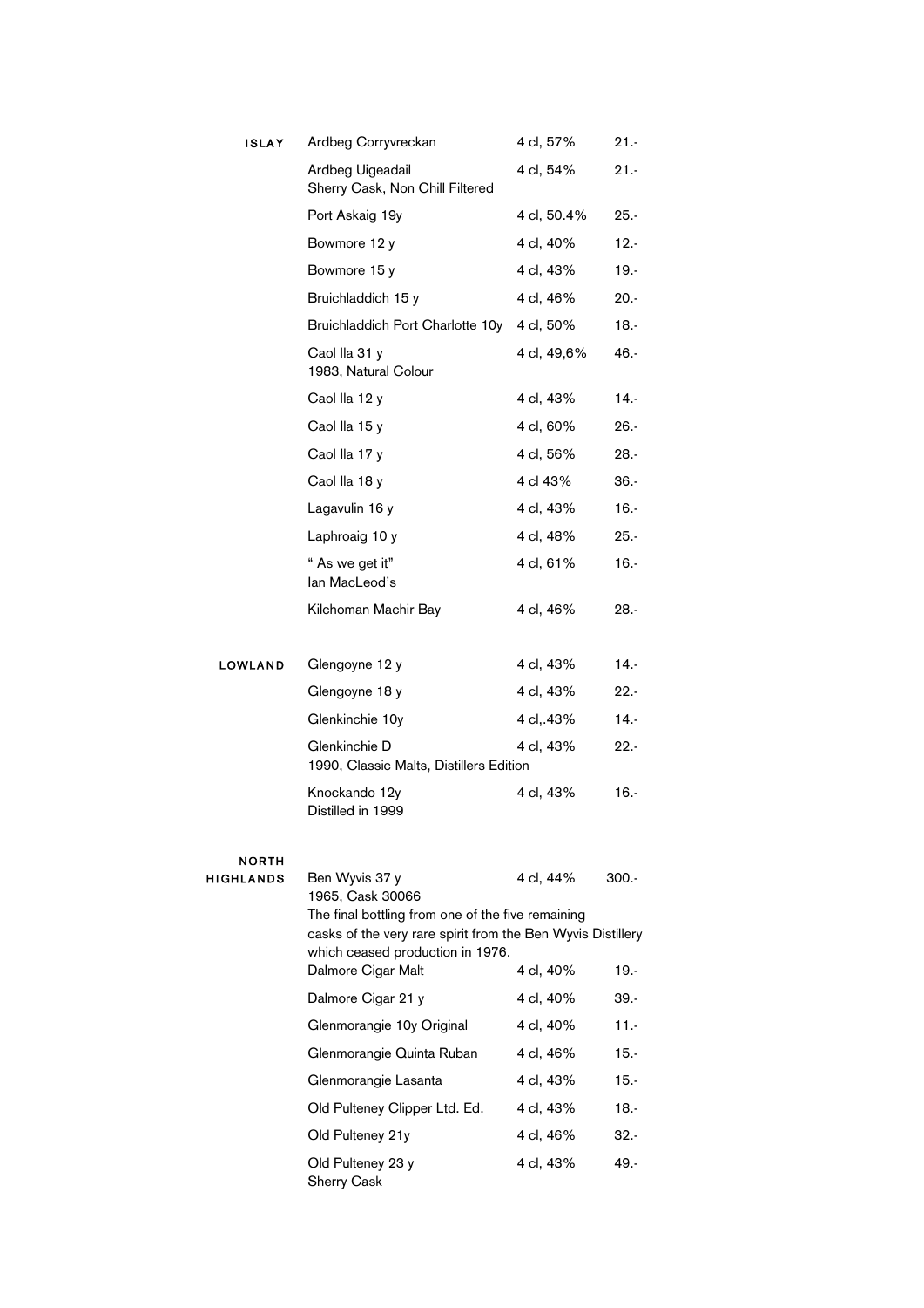| | | | |
|---|---|---|---|
| **ISLAY** | Ardbeg Corryvreckan | 4 cl, 57% | 21.- |
| | Ardbeg Uigeadail<br>Sherry Cask, Non Chill Filtered | 4 cl, 54% | 21.- |
| | Port Askaig 19y | 4 cl, 50.4% | 25.- |
| | Bowmore 12 y | 4 cl, 40% | 12.- |
| | Bowmore 15 y | 4 cl, 43% | 19.- |
| | Bruichladdich 15 y | 4 cl, 46% | 20.- |
| | Bruichladdich Port Charlotte 10y | 4 cl, 50% | 18.- |
| | Caol Ila 31 y<br>1983, Natural Colour | 4 cl, 49,6% | 46.- |
| | Caol Ila 12 y | 4 cl, 43% | 14.- |
| | Caol Ila 15 y | 4 cl, 60% | 26.- |
| | Caol Ila 17 y | 4 cl, 56% | 28.- |
| | Caol Ila 18 y | 4 cl 43% | 36.- |
| | Lagavulin 16 y | 4 cl, 43% | 16.- |
| | Laphroaig 10 y | 4 cl, 48% | 25.- |
| | " As we get it"<br>Ian MacLeod's | 4 cl, 61% | 16.- |
| | Kilchoman Machir Bay | 4 cl, 46% | 28.- |
| **LOWLAND** | Glengoyne 12 y | 4 cl, 43% | 14.- |
| | Glengoyne 18 y | 4 cl, 43% | 22.- |
| | Glenkinchie 10y | 4 cl,.43% | 14.- |
| | Glenkinchie D<br>1990, Classic Malts, Distillers Edition | 4 cl, 43% | 22.- |
| | Knockando 12y<br>Distilled in 1999 | 4 cl, 43% | 16.- |
| **NORTH HIGHLANDS** | Ben Wyvis 37 y<br>1965, Cask 30066<br>The final bottling from one of the five remaining casks of the very rare spirit from the Ben Wyvis Distillery which ceased production in 1976. | 4 cl, 44% | 300.- |
| | Dalmore Cigar Malt | 4 cl, 40% | 19.- |
| | Dalmore Cigar 21 y | 4 cl, 40% | 39.- |
| | Glenmorangie 10y Original | 4 cl, 40% | 11.- |
| | Glenmorangie Quinta Ruban | 4 cl, 46% | 15.- |
| | Glenmorangie Lasanta | 4 cl, 43% | 15.- |
| | Old Pulteney Clipper Ltd. Ed. | 4 cl, 43% | 18.- |
| | Old Pulteney 21y | 4 cl, 46% | 32.- |
| | Old Pulteney 23 y<br>Sherry Cask | 4 cl, 43% | 49.- |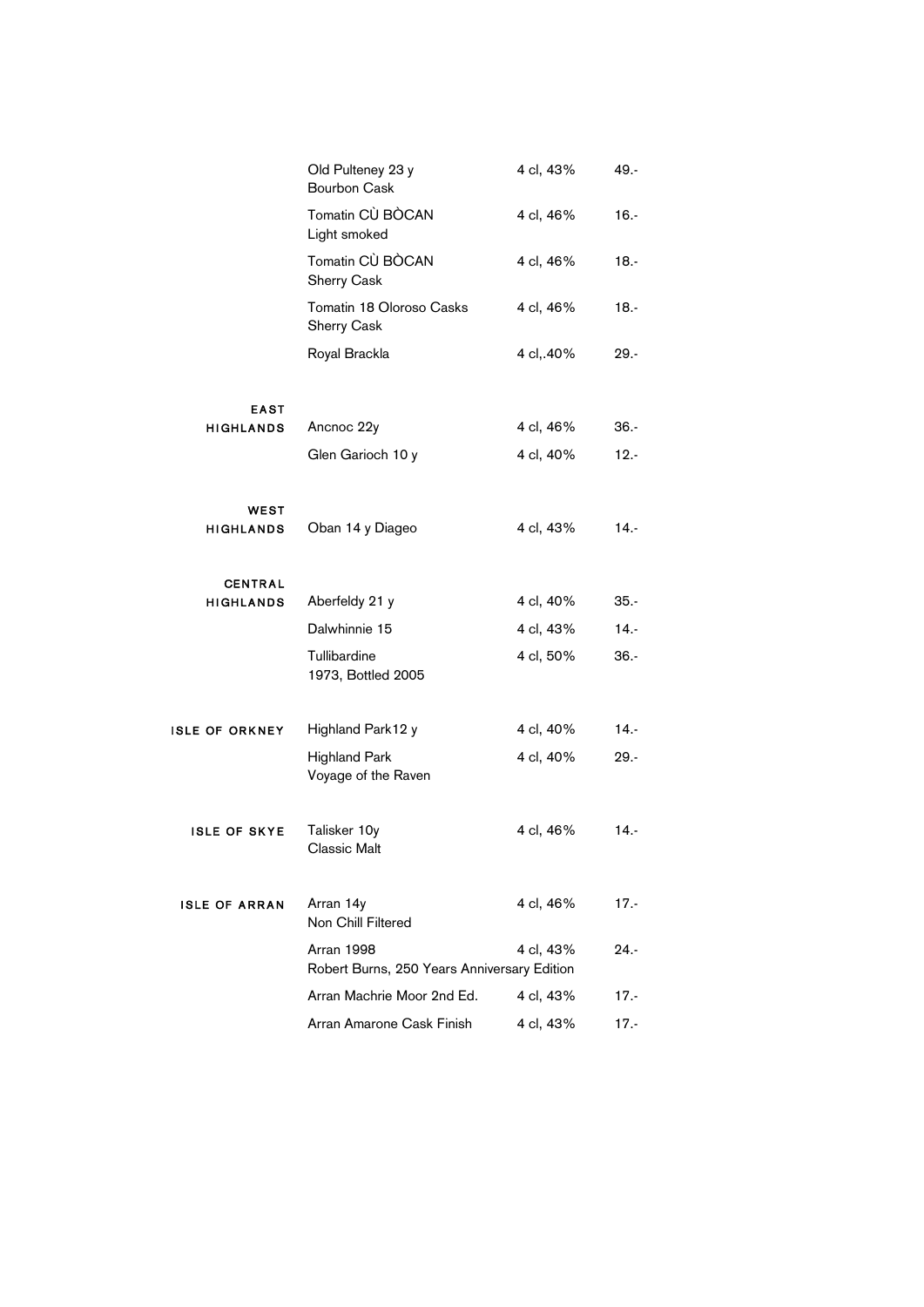| Region | Whisky | Serving | Price |
|---|---|---|---|
| | Old Pulteney 23 y<br>Bourbon Cask | 4 cl, 43% | 49.- |
| | Tomatin CÙ BÒCAN<br>Light smoked | 4 cl, 46% | 16.- |
| | Tomatin CÙ BÒCAN<br>Sherry Cask | 4 cl, 46% | 18.- |
| | Tomatin 18 Oloroso Casks<br>Sherry Cask | 4 cl, 46% | 18.- |
| | Royal Brackla | 4 cl,.40% | 29.- |
| **EAST HIGHLANDS** | Ancnoc 22y | 4 cl, 46% | 36.- |
| | Glen Garioch 10 y | 4 cl, 40% | 12.- |
| **WEST HIGHLANDS** | Oban 14 y Diageo | 4 cl, 43% | 14.- |
| **CENTRAL HIGHLANDS** | Aberfeldy 21 y | 4 cl, 40% | 35.- |
| | Dalwhinnie 15 | 4 cl, 43% | 14.- |
| | Tullibardine<br>1973, Bottled 2005 | 4 cl, 50% | 36.- |
| **ISLE OF ORKNEY** | Highland Park12 y | 4 cl, 40% | 14.- |
| | Highland Park<br>Voyage of the Raven | 4 cl, 40% | 29.- |
| **ISLE OF SKYE** | Talisker 10y<br>Classic Malt | 4 cl, 46% | 14.- |
| **ISLE OF ARRAN** | Arran 14y<br>Non Chill Filtered | 4 cl, 46% | 17.- |
| | Arran 1998<br>Robert Burns, 250 Years Anniversary Edition | 4 cl, 43% | 24.- |
| | Arran Machrie Moor 2nd Ed. | 4 cl, 43% | 17.- |
| | Arran Amarone Cask Finish | 4 cl, 43% | 17.- |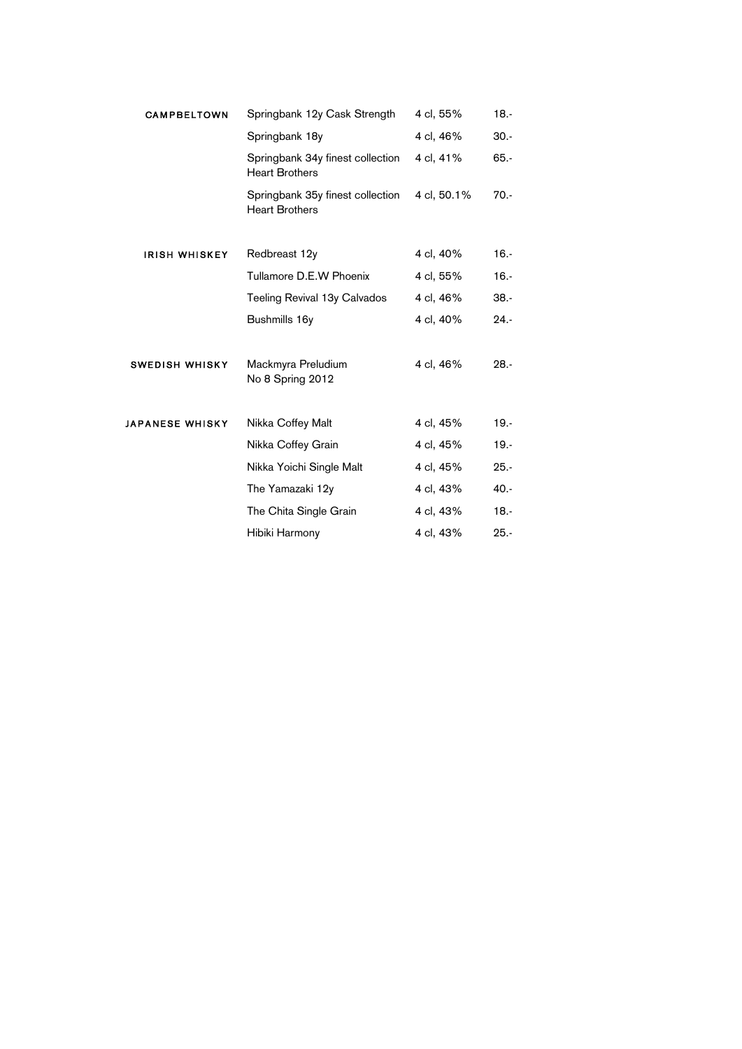## CAMPBELTOWN

| | | |
|---|---|---|
| Springbank 12y Cask Strength | 4 cl, 55% | 18.- |
| Springbank 18y | 4 cl, 46% | 30.- |
| Springbank 34y finest collection Heart Brothers | 4 cl, 41% | 65.- |
| Springbank 35y finest collection Heart Brothers | 4 cl, 50.1% | 70.- |

## IRISH WHISKEY

| | | |
|---|---|---|
| Redbreast 12y | 4 cl, 40% | 16.- |
| Tullamore D.E.W Phoenix | 4 cl, 55% | 16.- |
| Teeling Revival 13y Calvados | 4 cl, 46% | 38.- |
| Bushmills 16y | 4 cl, 40% | 24.- |

## SWEDISH WHISKY

| | | |
|---|---|---|
| Mackmyra Preludium No 8 Spring 2012 | 4 cl, 46% | 28.- |

## JAPANESE WHISKY

| | | |
|---|---|---|
| Nikka Coffey Malt | 4 cl, 45% | 19.- |
| Nikka Coffey Grain | 4 cl, 45% | 19.- |
| Nikka Yoichi Single Malt | 4 cl, 45% | 25.- |
| The Yamazaki 12y | 4 cl, 43% | 40.- |
| The Chita Single Grain | 4 cl, 43% | 18.- |
| Hibiki Harmony | 4 cl, 43% | 25.- |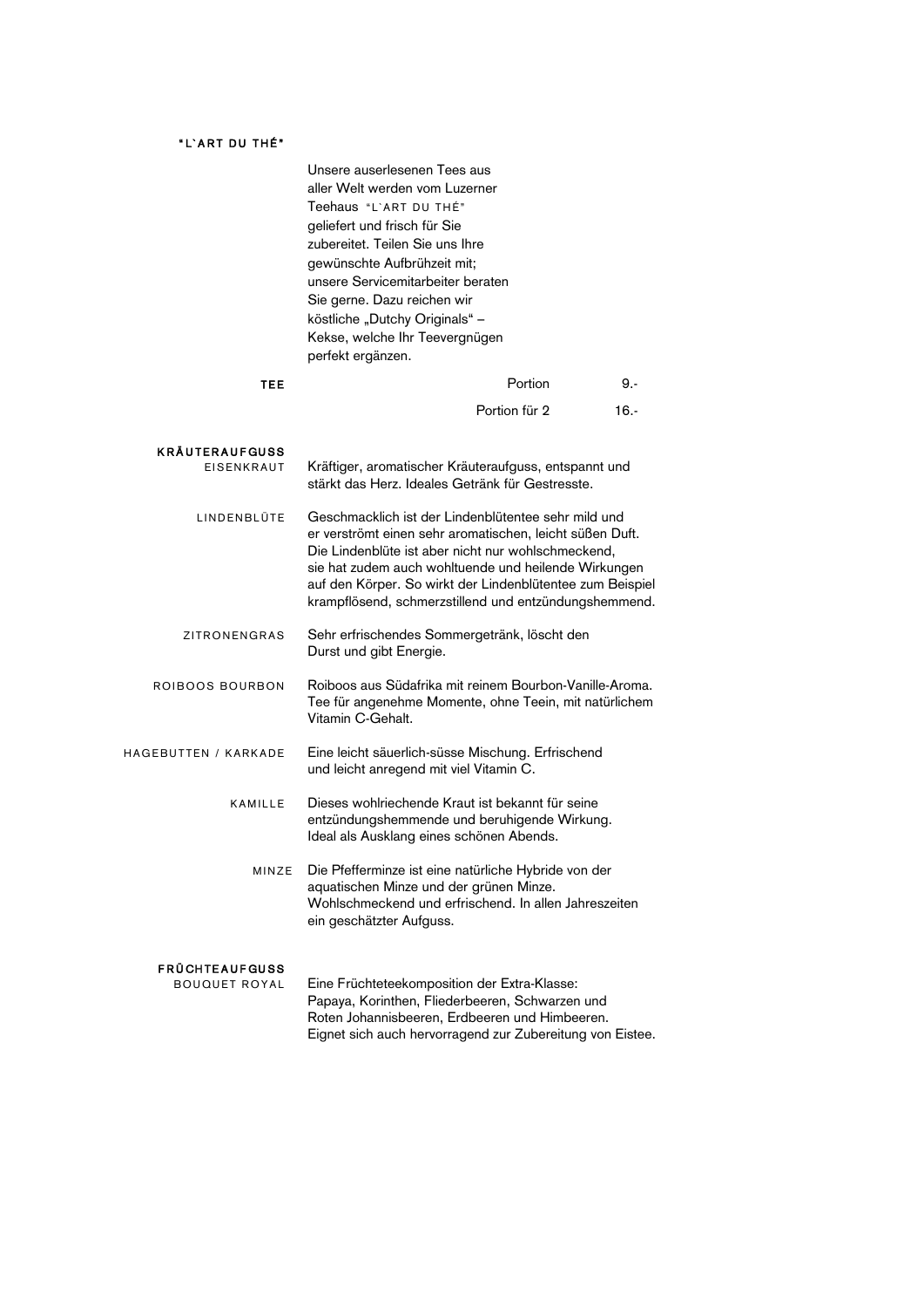## "L`ART DU THÉ"

Unsere auserlesenen Tees aus aller Welt werden vom Luzerner Teehaus "L`ART DU THÉ" geliefert und frisch für Sie zubereitet. Teilen Sie uns Ihre gewünschte Aufbrühzeit mit; unsere Servicemitarbeiter beraten Sie gerne. Dazu reichen wir köstliche „Dutchy Originals" – Kekse, welche Ihr Teevergnügen perfekt ergänzen.

| TEE | | |
|---|---|---|
| | Portion | 9.- |
| | Portion für 2 | 16.- |

## KRÄUTERAUFGUSS

**EISENKRAUT**
Kräftiger, aromatischer Kräuteraufguss, entspannt und stärkt das Herz. Ideales Getränk für Gestresste.

**LINDENBLÜTE**
Geschmacklich ist der Lindenblütentee sehr mild und er verströmt einen sehr aromatischen, leicht süßen Duft. Die Lindenblüte ist aber nicht nur wohlschmeckend, sie hat zudem auch wohltuende und heilende Wirkungen auf den Körper. So wirkt der Lindenblütentee zum Beispiel krampflösend, schmerzstillend und entzündungshemmend.

**ZITRONENGRAS**
Sehr erfrischendes Sommergetränk, löscht den Durst und gibt Energie.

**ROIBOOS BOURBON**
Roiboos aus Südafrika mit reinem Bourbon-Vanille-Aroma. Tee für angenehme Momente, ohne Teein, mit natürlichem Vitamin C-Gehalt.

**HAGEBUTTEN / KARKADE**
Eine leicht säuerlich-süsse Mischung. Erfrischend und leicht anregend mit viel Vitamin C.

**KAMILLE**
Dieses wohlriechende Kraut ist bekannt für seine entzündungshemmende und beruhigende Wirkung. Ideal als Ausklang eines schönen Abends.

**MINZE**
Die Pfefferminze ist eine natürliche Hybride von der aquatischen Minze und der grünen Minze. Wohlschmeckend und erfrischend. In allen Jahreszeiten ein geschätzter Aufguss.

## FRÜCHTEAUFGUSS

**BOUQUET ROYAL**
Eine Früchteteekomposition der Extra-Klasse: Papaya, Korinthen, Fliederbeeren, Schwarzen und Roten Johannisbeeren, Erdbeeren und Himbeeren. Eignet sich auch hervorragend zur Zubereitung von Eistee.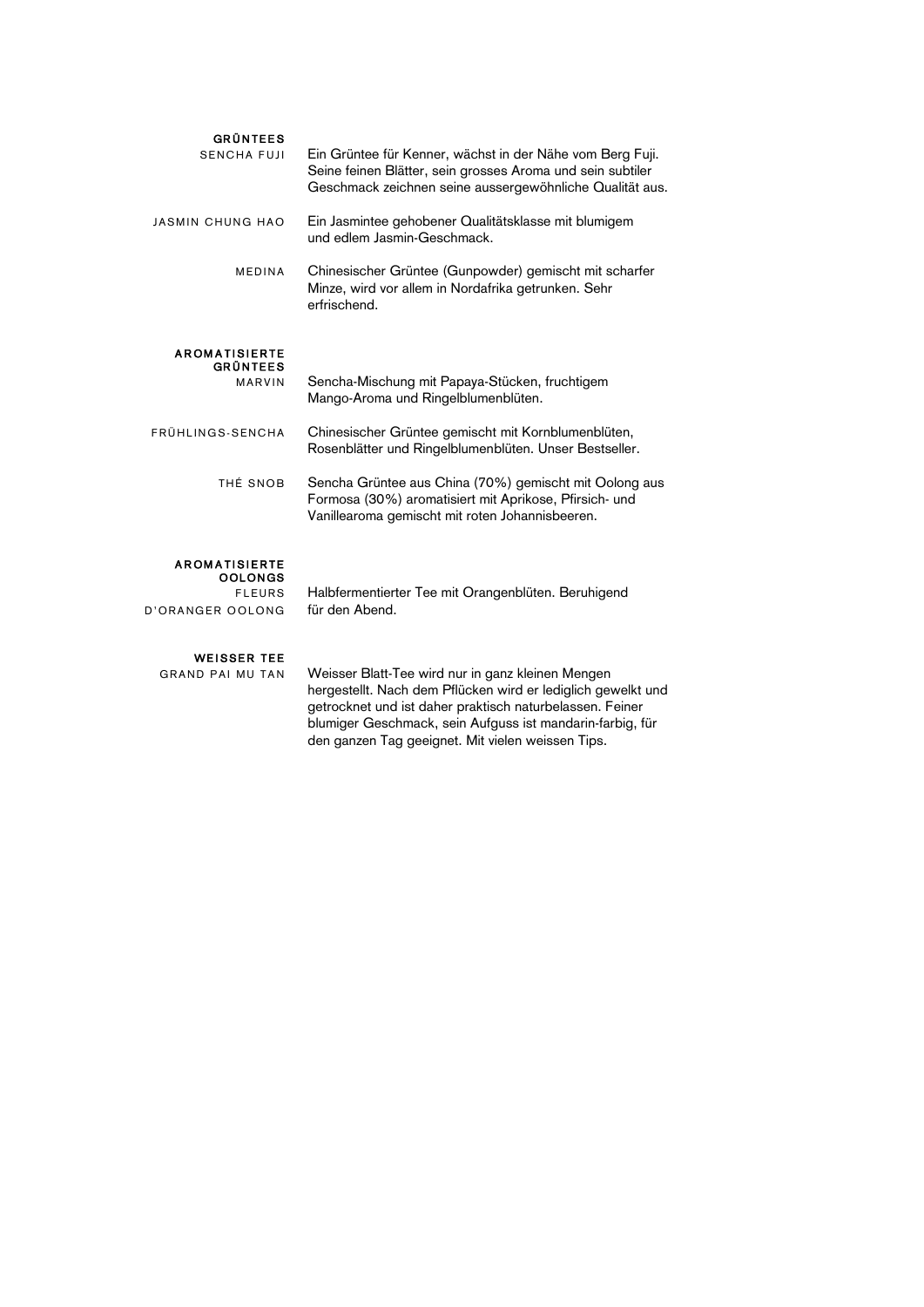## GRÜNTEES

**SENCHA FUJI**
Ein Grüntee für Kenner, wächst in der Nähe vom Berg Fuji. Seine feinen Blätter, sein grosses Aroma und sein subtiler Geschmack zeichnen seine aussergewöhnliche Qualität aus.

**JASMIN CHUNG HAO**
Ein Jasmintee gehobener Qualitätsklasse mit blumigem und edlem Jasmin-Geschmack.

**MEDINA**
Chinesischer Grüntee (Gunpowder) gemischt mit scharfer Minze, wird vor allem in Nordafrika getrunken. Sehr erfrischend.

## AROMATISIERTE GRÜNTEES

**MARVIN**
Sencha-Mischung mit Papaya-Stücken, fruchtigem Mango-Aroma und Ringelblumenblüten.

**FRÜHLINGS-SENCHA**
Chinesischer Grüntee gemischt mit Kornblumenblüten, Rosenblätter und Ringelblumenblüten. Unser Bestseller.

**THÉ SNOB**
Sencha Grüntee aus China (70%) gemischt mit Oolong aus Formosa (30%) aromatisiert mit Aprikose, Pfirsich- und Vanillearoma gemischt mit roten Johannisbeeren.

## AROMATISIERTE OOLONGS

**FLEURS D'ORANGER OOLONG**
Halbfermentierter Tee mit Orangenblüten. Beruhigend für den Abend.

## WEISSER TEE

**GRAND PAI MU TAN**
Weisser Blatt-Tee wird nur in ganz kleinen Mengen hergestellt. Nach dem Pflücken wird er lediglich gewelkt und getrocknet und ist daher praktisch naturbelassen. Feiner blumiger Geschmack, sein Aufguss ist mandarin-farbig, für den ganzen Tag geeignet. Mit vielen weissen Tips.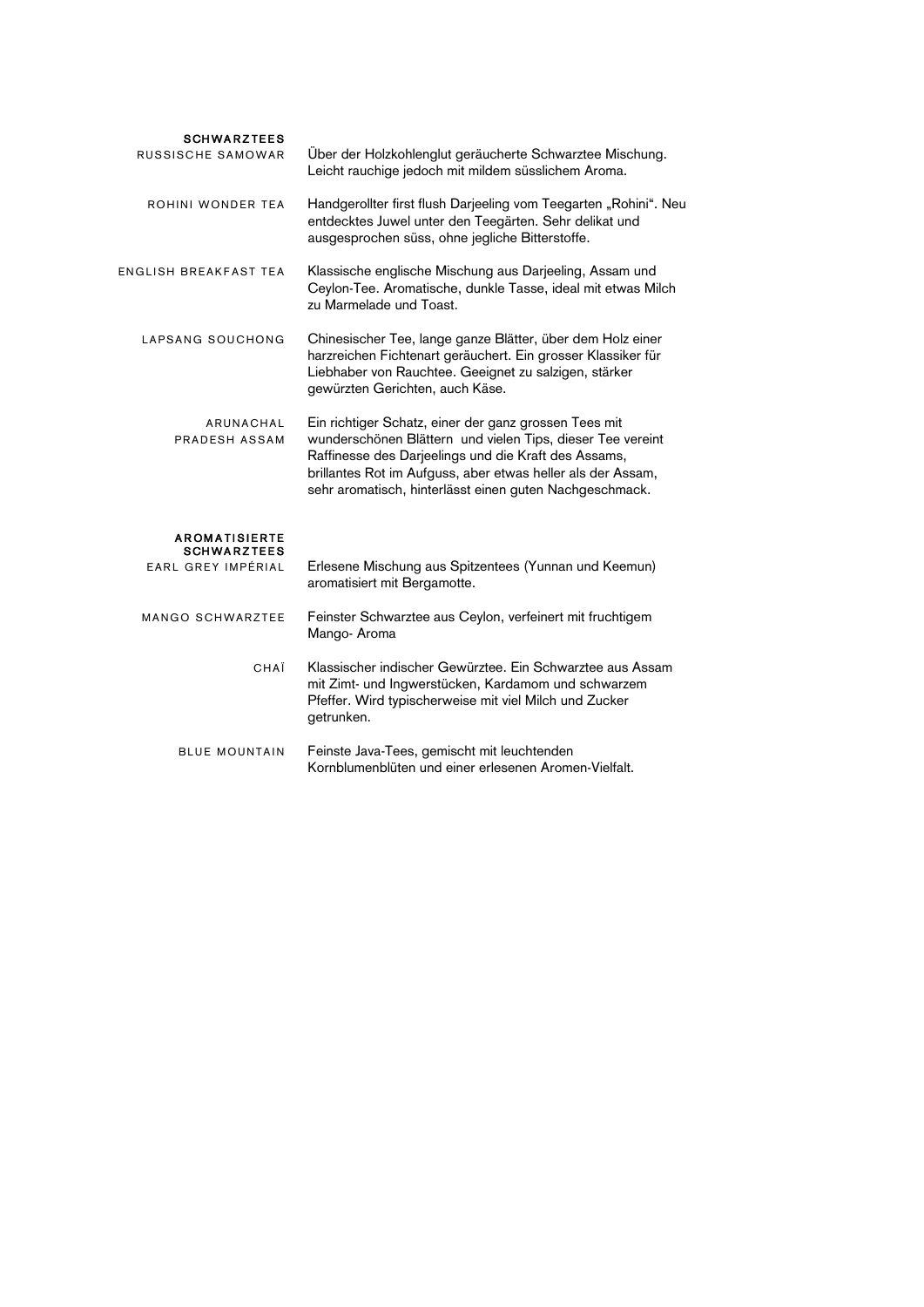## SCHWARZTEES

**RUSSISCHE SAMOWAR**
Über der Holzkohlenglut geräucherte Schwarztee Mischung. Leicht rauchige jedoch mit mildem süsslichem Aroma.

**ROHINI WONDER TEA**
Handgerollter first flush Darjeeling vom Teegarten „Rohini“. Neu entdecktes Juwel unter den Teegärten. Sehr delikat und ausgesprochen süss, ohne jegliche Bitterstoffe.

**ENGLISH BREAKFAST TEA**
Klassische englische Mischung aus Darjeeling, Assam und Ceylon-Tee. Aromatische, dunkle Tasse, ideal mit etwas Milch zu Marmelade und Toast.

**LAPSANG SOUCHONG**
Chinesischer Tee, lange ganze Blätter, über dem Holz einer harzreichen Fichtenart geräuchert. Ein grosser Klassiker für Liebhaber von Rauchtee. Geeignet zu salzigen, stärker gewürzten Gerichten, auch Käse.

**ARUNACHAL PRADESH ASSAM**
Ein richtiger Schatz, einer der ganz grossen Tees mit wunderschönen Blättern und vielen Tips, dieser Tee vereint Raffinesse des Darjeelings und die Kraft des Assams, brillantes Rot im Aufguss, aber etwas heller als der Assam, sehr aromatisch, hinterlässt einen guten Nachgeschmack.

## AROMATISIERTE SCHWARZTEES

**EARL GREY IMPÉRIAL**
Erlesene Mischung aus Spitzentees (Yunnan und Keemun) aromatisiert mit Bergamotte.

**MANGO SCHWARZTEE**
Feinster Schwarztee aus Ceylon, verfeinert mit fruchtigem Mango- Aroma

**CHAÏ**
Klassischer indischer Gewürztee. Ein Schwarztee aus Assam mit Zimt- und Ingwerstücken, Kardamom und schwarzem Pfeffer. Wird typischerweise mit viel Milch und Zucker getrunken.

**BLUE MOUNTAIN**
Feinste Java-Tees, gemischt mit leuchtenden Kornblumenblüten und einer erlesenen Aromen-Vielfalt.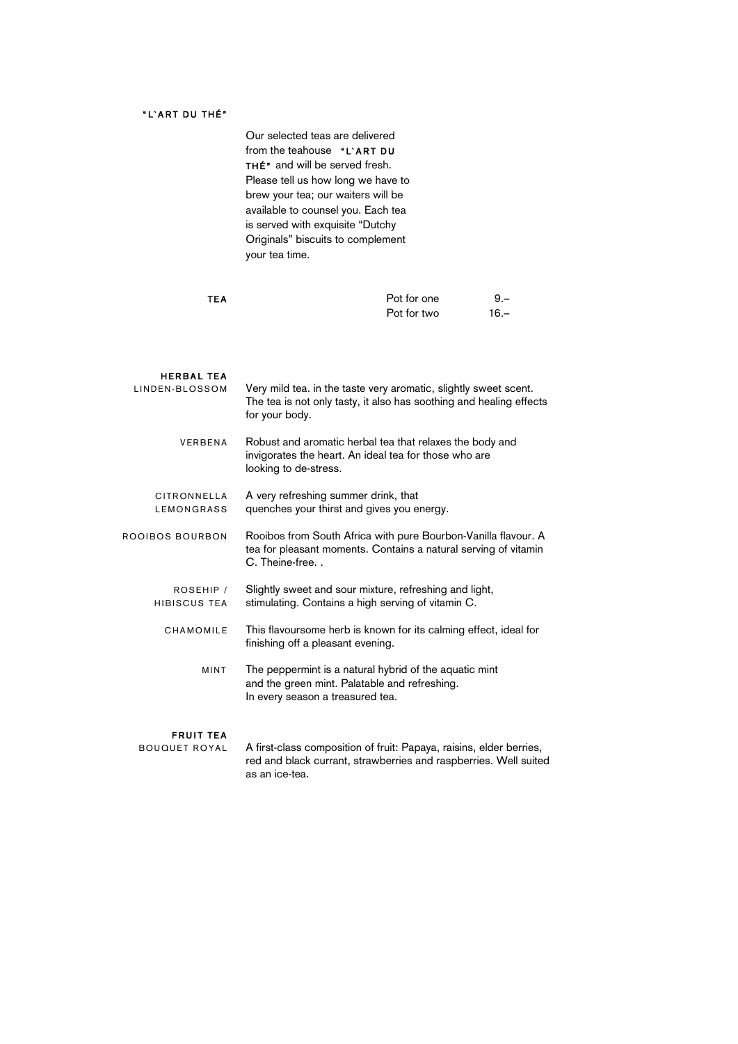## "L`ART DU THÉ"

Our selected teas are delivered from the teahouse **"L`ART DU THÉ"** and will be served fresh. Please tell us how long we have to brew your tea; our waiters will be available to counsel you. Each tea is served with exquisite "Dutchy Originals" biscuits to complement your tea time.

| **TEA** | | |
|---|---|---|
| | Pot for one | 9.– |
| | Pot for two | 16.– |

### HERBAL TEA

**LINDEN-BLOSSOM**
Very mild tea. in the taste very aromatic, slightly sweet scent. The tea is not only tasty, it also has soothing and healing effects for your body.

**VERBENA**
Robust and aromatic herbal tea that relaxes the body and invigorates the heart. An ideal tea for those who are looking to de-stress.

**CITRONNELLA LEMONGRASS**
A very refreshing summer drink, that quenches your thirst and gives you energy.

**ROOIBOS BOURBON**
Rooibos from South Africa with pure Bourbon-Vanilla flavour. A tea for pleasant moments. Contains a natural serving of vitamin C. Theine-free. .

**ROSEHIP / HIBISCUS TEA**
Slightly sweet and sour mixture, refreshing and light, stimulating. Contains a high serving of vitamin C.

**CHAMOMILE**
This flavoursome herb is known for its calming effect, ideal for finishing off a pleasant evening.

**MINT**
The peppermint is a natural hybrid of the aquatic mint and the green mint. Palatable and refreshing. In every season a treasured tea.

### FRUIT TEA

**BOUQUET ROYAL**
A first-class composition of fruit: Papaya, raisins, elder berries, red and black currant, strawberries and raspberries. Well suited as an ice-tea.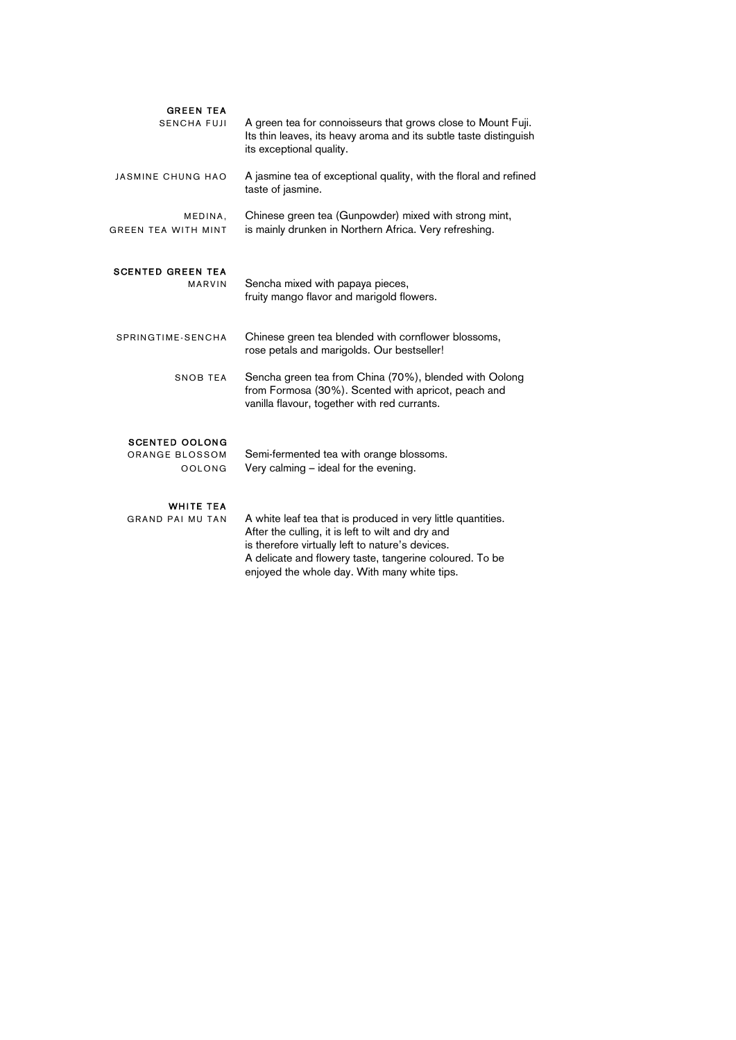## GREEN TEA

**SENCHA FUJI**
A green tea for connoisseurs that grows close to Mount Fuji. Its thin leaves, its heavy aroma and its subtle taste distinguish its exceptional quality.

**JASMINE CHUNG HAO**
A jasmine tea of exceptional quality, with the floral and refined taste of jasmine.

**MEDINA, GREEN TEA WITH MINT**
Chinese green tea (Gunpowder) mixed with strong mint, is mainly drunken in Northern Africa. Very refreshing.

## SCENTED GREEN TEA

**MARVIN**
Sencha mixed with papaya pieces, fruity mango flavor and marigold flowers.

**SPRINGTIME-SENCHA**
Chinese green tea blended with cornflower blossoms, rose petals and marigolds. Our bestseller!

**SNOB TEA**
Sencha green tea from China (70%), blended with Oolong from Formosa (30%). Scented with apricot, peach and vanilla flavour, together with red currants.

## SCENTED OOLONG

**ORANGE BLOSSOM OOLONG**
Semi-fermented tea with orange blossoms. Very calming – ideal for the evening.

## WHITE TEA

**GRAND PAI MU TAN**
A white leaf tea that is produced in very little quantities. After the culling, it is left to wilt and dry and is therefore virtually left to nature's devices. A delicate and flowery taste, tangerine coloured. To be enjoyed the whole day. With many white tips.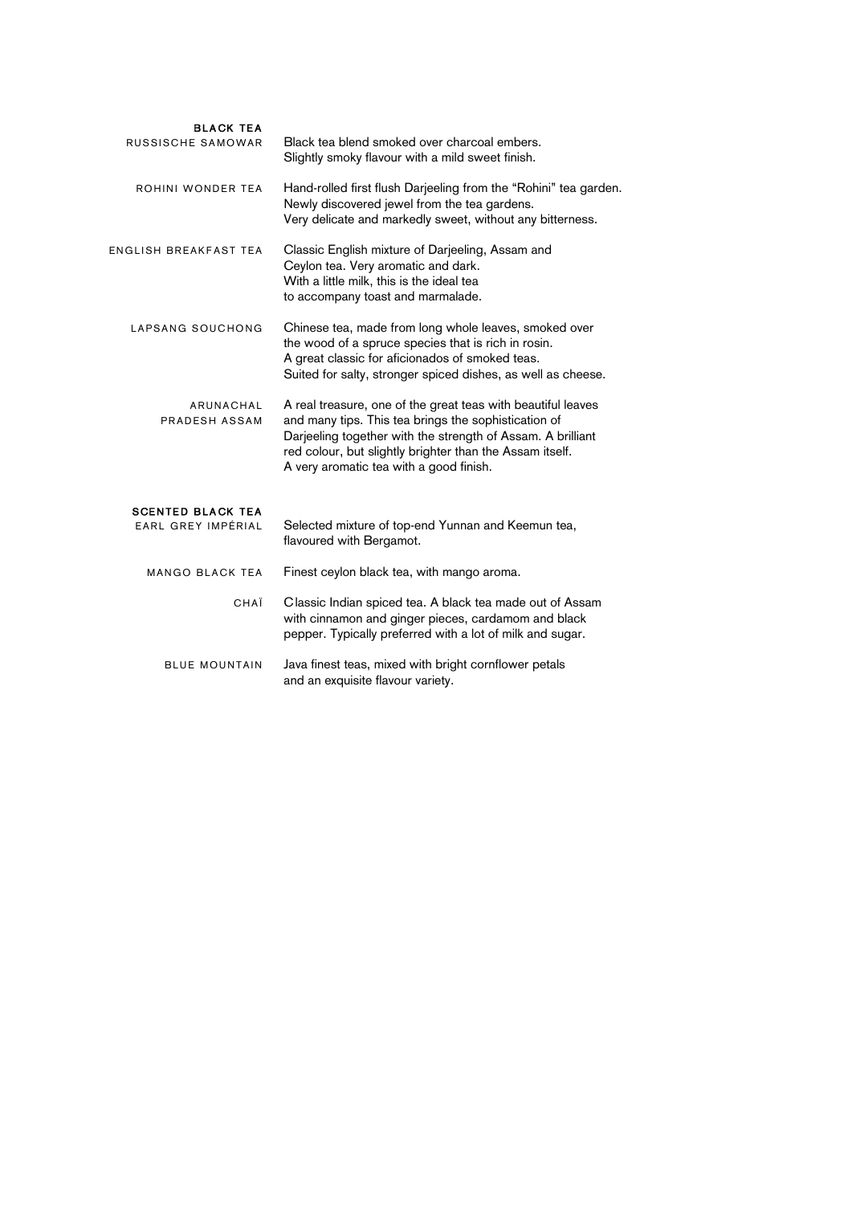## BLACK TEA

**RUSSISCHE SAMOWAR**
Black tea blend smoked over charcoal embers.
Slightly smoky flavour with a mild sweet finish.

**ROHINI WONDER TEA**
Hand-rolled first flush Darjeeling from the “Rohini” tea garden.
Newly discovered jewel from the tea gardens.
Very delicate and markedly sweet, without any bitterness.

**ENGLISH BREAKFAST TEA**
Classic English mixture of Darjeeling, Assam and Ceylon tea. Very aromatic and dark.
With a little milk, this is the ideal tea to accompany toast and marmalade.

**LAPSANG SOUCHONG**
Chinese tea, made from long whole leaves, smoked over the wood of a spruce species that is rich in rosin.
A great classic for aficionados of smoked teas.
Suited for salty, stronger spiced dishes, as well as cheese.

**ARUNACHAL PRADESH ASSAM**
A real treasure, one of the great teas with beautiful leaves and many tips. This tea brings the sophistication of Darjeeling together with the strength of Assam. A brilliant red colour, but slightly brighter than the Assam itself.
A very aromatic tea with a good finish.

## SCENTED BLACK TEA

**EARL GREY IMPÉRIAL**
Selected mixture of top-end Yunnan and Keemun tea, flavoured with Bergamot.

**MANGO BLACK TEA**
Finest ceylon black tea, with mango aroma.

**CHAÏ**
Classic Indian spiced tea. A black tea made out of Assam with cinnamon and ginger pieces, cardamom and black pepper. Typically preferred with a lot of milk and sugar.

**BLUE MOUNTAIN**
Java finest teas, mixed with bright cornflower petals and an exquisite flavour variety.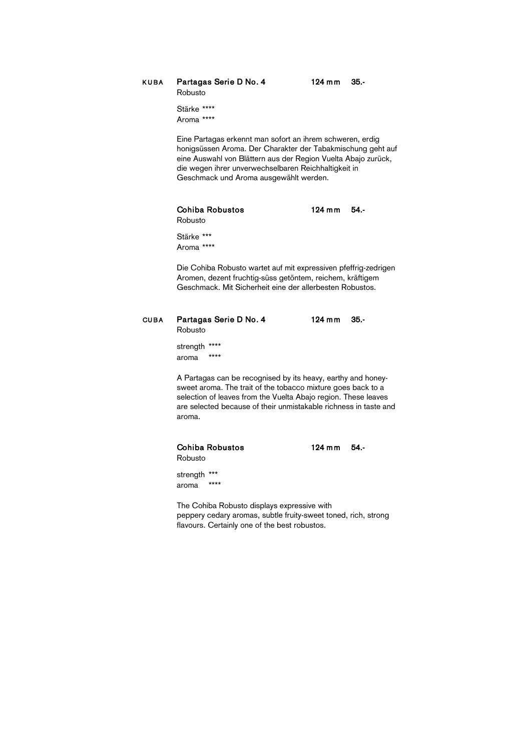KUBA

**Partagas Serie D No. 4** 124 mm 35.-
Robusto

Stärke ****
Aroma ****

Eine Partagas erkennt man sofort an ihrem schweren, erdig honigsüssen Aroma. Der Charakter der Tabakmischung geht auf eine Auswahl von Blättern aus der Region Vuelta Abajo zurück, die wegen ihrer unverwechselbaren Reichhaltigkeit in Geschmack und Aroma ausgewählt werden.

**Cohiba Robustos** 124 mm 54.-
Robusto

Stärke ***
Aroma ****

Die Cohiba Robusto wartet auf mit expressiven pfeffrig-zedrigen Aromen, dezent fruchtig-süss getöntem, reichem, kräftigem Geschmack. Mit Sicherheit eine der allerbesten Robustos.

CUBA

**Partagas Serie D No. 4** 124 mm 35.-
Robusto

strength ****
aroma ****

A Partagas can be recognised by its heavy, earthy and honey-sweet aroma. The trait of the tobacco mixture goes back to a selection of leaves from the Vuelta Abajo region. These leaves are selected because of their unmistakable richness in taste and aroma.

**Cohiba Robustos** 124 mm 54.-
Robusto

strength ***
aroma ****

The Cohiba Robusto displays expressive with peppery cedary aromas, subtle fruity-sweet toned, rich, strong flavours. Certainly one of the best robustos.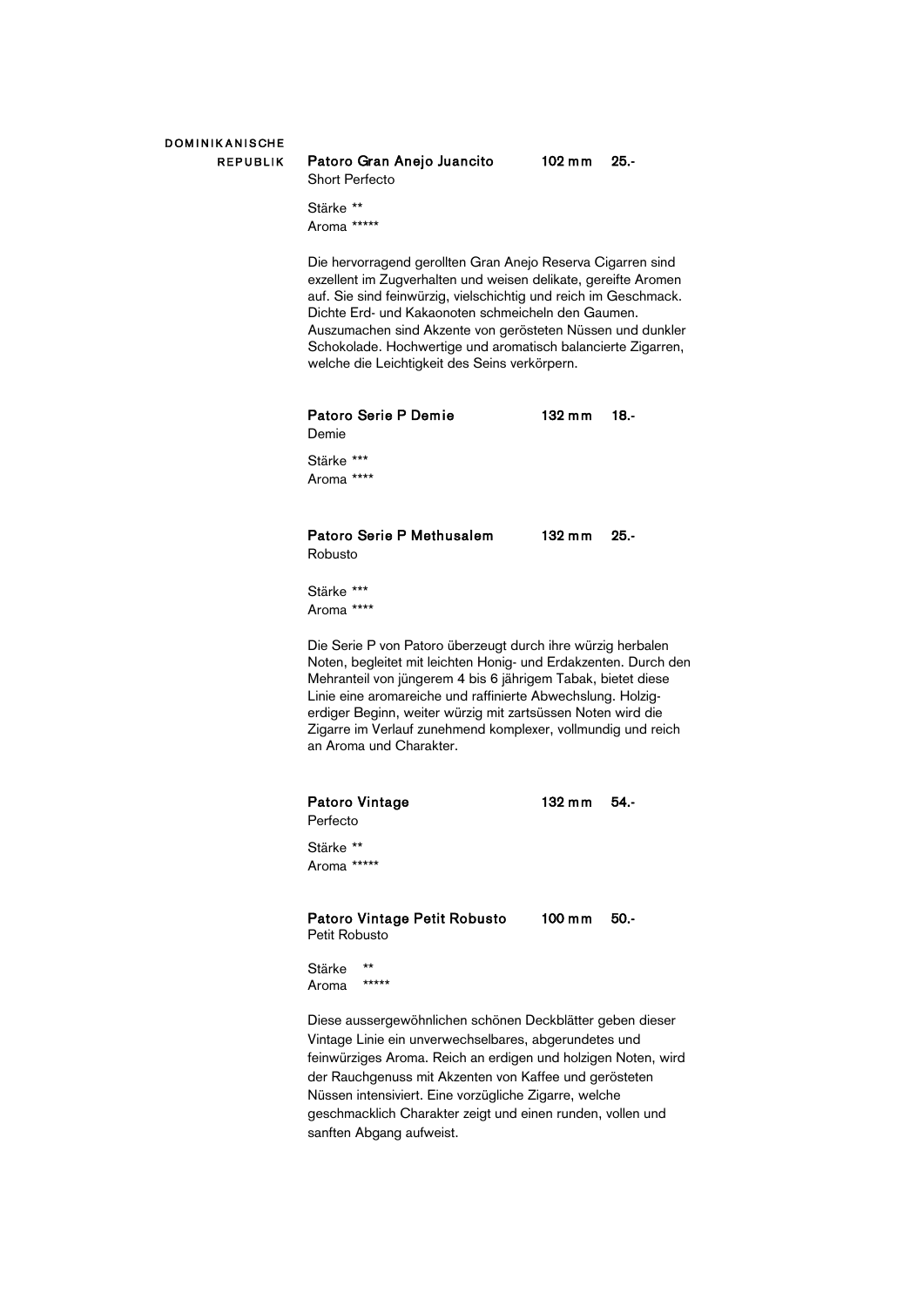## DOMINIKANISCHE REPUBLIK

**Patoro Gran Anejo Juancito** **102 mm** **25.-**
Short Perfecto

Stärke **
Aroma *****

Die hervorragend gerollten Gran Anejo Reserva Cigarren sind exzellent im Zugverhalten und weisen delikate, gereifte Aromen auf. Sie sind feinwürzig, vielschichtig und reich im Geschmack. Dichte Erd- und Kakaonoten schmeicheln den Gaumen. Auszumachen sind Akzente von gerösteten Nüssen und dunkler Schokolade. Hochwertige und aromatisch balancierte Zigarren, welche die Leichtigkeit des Seins verkörpern.

**Patoro Serie P Demie** **132 mm** **18.-**
Demie

Stärke ***
Aroma ****

**Patoro Serie P Methusalem** **132 mm** **25.-**
Robusto

Stärke ***
Aroma ****

Die Serie P von Patoro überzeugt durch ihre würzig herbalen Noten, begleitet mit leichten Honig- und Erdakzenten. Durch den Mehranteil von jüngerem 4 bis 6 jährigem Tabak, bietet diese Linie eine aromareiche und raffinierte Abwechslung. Holzig-erdiger Beginn, weiter würzig mit zartsüssen Noten wird die Zigarre im Verlauf zunehmend komplexer, vollmundig und reich an Aroma und Charakter.

**Patoro Vintage** **132 mm** **54.-**
Perfecto

Stärke **
Aroma *****

**Patoro Vintage Petit Robusto** **100 mm** **50.-**
Petit Robusto

Stärke **
Aroma *****

Diese aussergewöhnlichen schönen Deckblätter geben dieser Vintage Linie ein unverwechselbares, abgerundetes und feinwürziges Aroma. Reich an erdigen und holzigen Noten, wird der Rauchgenuss mit Akzenten von Kaffee und gerösteten Nüssen intensiviert. Eine vorzügliche Zigarre, welche geschmacklich Charakter zeigt und einen runden, vollen und sanften Abgang aufweist.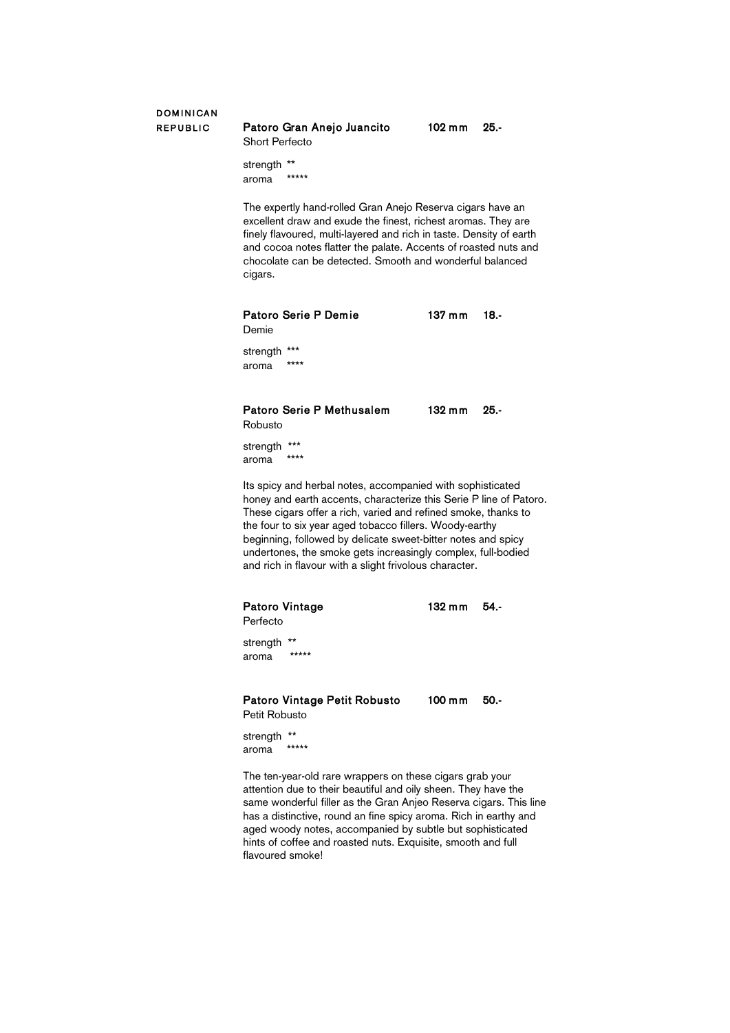## DOMINICAN REPUBLIC

**Patoro Gran Anejo Juancito** 102 mm 25.-
Short Perfecto

strength **
aroma *****

The expertly hand-rolled Gran Anejo Reserva cigars have an excellent draw and exude the finest, richest aromas. They are finely flavoured, multi-layered and rich in taste. Density of earth and cocoa notes flatter the palate. Accents of roasted nuts and chocolate can be detected. Smooth and wonderful balanced cigars.

**Patoro Serie P Demie** 137 mm 18.-
Demie

strength ***
aroma ****

**Patoro Serie P Methusalem** 132 mm 25.-
Robusto

strength ***
aroma ****

Its spicy and herbal notes, accompanied with sophisticated honey and earth accents, characterize this Serie P line of Patoro. These cigars offer a rich, varied and refined smoke, thanks to the four to six year aged tobacco fillers. Woody-earthy beginning, followed by delicate sweet-bitter notes and spicy undertones, the smoke gets increasingly complex, full-bodied and rich in flavour with a slight frivolous character.

**Patoro Vintage** 132 mm 54.-
Perfecto

strength **
aroma *****

**Patoro Vintage Petit Robusto** 100 mm 50.-
Petit Robusto

strength **
aroma *****

The ten-year-old rare wrappers on these cigars grab your attention due to their beautiful and oily sheen. They have the same wonderful filler as the Gran Anjeo Reserva cigars. This line has a distinctive, round an fine spicy aroma. Rich in earthy and aged woody notes, accompanied by subtle but sophisticated hints of coffee and roasted nuts. Exquisite, smooth and full flavoured smoke!